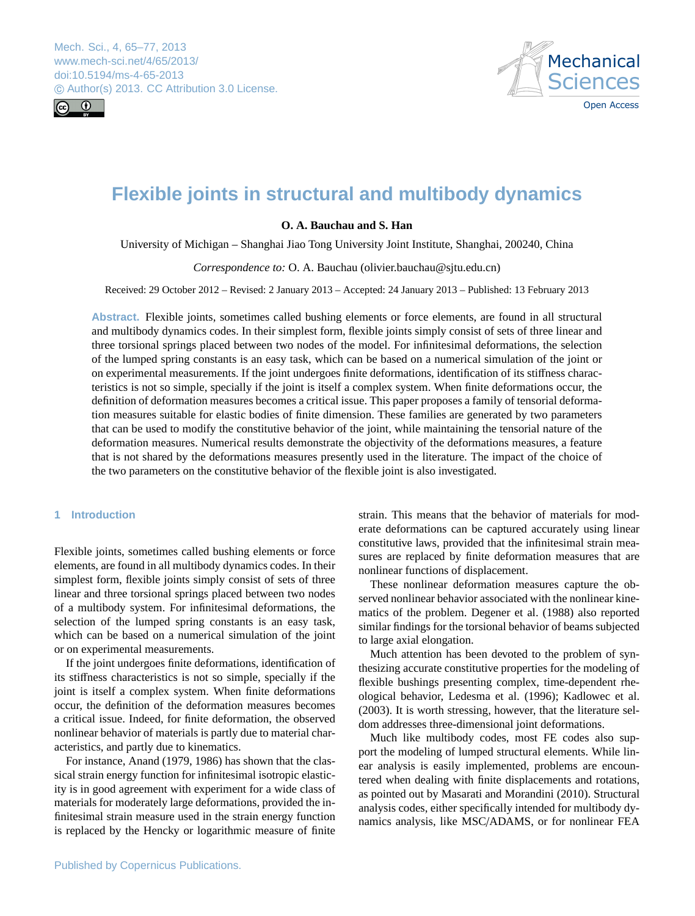# Flexible joints in structural and multibody dynamics

**O. A. Bauchau and S. Han**

University of Michigan – Shanghai Jiao Tong University Joint Institute, Shanghai, 200240, China

*Correspondence to:* O. A. Bauchau (olivier.bauchau@sjtu.edu.cn)

Received: 29 October 2012 – Revised: 2 January 2013 – Accepted: 24 January 2013 – Published: 13 February 2013

**Abstract.** Flexible joints, sometimes called bushing elements or force elements, are found in all structural and multibody dynamics codes. In their simplest form, flexible joints simply consist of sets of three linear and three torsional springs placed between two nodes of the model. For infinitesimal deformations, the selection of the lumped spring constants is an easy task, which can be based on a numerical simulation of the joint or on experimental measurements. If the joint undergoes finite deformations, identification of its stiffness characteristics is not so simple, specially if the joint is itself a complex system. When finite deformations occur, the definition of deformation measures becomes a critical issue. This paper proposes a family of tensorial deformation measures suitable for elastic bodies of finite dimension. These families are generated by two parameters that can be used to modify the constitutive behavior of the joint, while maintaining the tensorial nature of the deformation measures. Numerical results demonstrate the objectivity of the deformations measures, a feature that is not shared by the deformations measures presently used in the literature. The impact of the choice of the two parameters on the constitutive behavior of the flexible joint is also investigated.

## 1 Introduction

Flexible joints, sometimes called bushing elements or force elements, are found in all multibody dynamics codes. In their simplest form, flexible joints simply consist of sets of three linear and three torsional springs placed between two nodes of a multibody system. For infinitesimal deformations, the selection of the lumped spring constants is an easy task, which can be based on a numerical simulation of the joint or on experimental measurements.

If the joint undergoes finite deformations, identification of its stiffness characteristics is not so simple, specially if the joint is itself a complex system. When finite deformations occur, the definition of the deformation measures becomes a critical issue. Indeed, for finite deformation, the observed nonlinear behavior of materials is partly due to material characteristics, and partly due to kinematics.

For instance, Anand (1979, 1986) has shown that the classical strain energy function for infinitesimal isotropic elasticity is in good agreement with experiment for a wide class of materials for moderately large deformations, provided the infinitesimal strain measure used in the strain energy function is replaced by the Hencky or logarithmic measure of finite strain. This means that the behavior of materials for moderate deformations can be captured accurately using linear constitutive laws, provided that the infinitesimal strain measures are replaced by finite deformation measures that are nonlinear functions of displacement.

These nonlinear deformation measures capture the observed nonlinear behavior associated with the nonlinear kinematics of the problem. Degener et al. (1988) also reported similar findings for the torsional behavior of beams subjected to large axial elongation.

Much attention has been devoted to the problem of synthesizing accurate constitutive properties for the modeling of flexible bushings presenting complex, time-dependent rheological behavior, Ledesma et al. (1996); Kadlowec et al. (2003). It is worth stressing, however, that the literature seldom addresses three-dimensional joint deformations.

Much like multibody codes, most FE codes also support the modeling of lumped structural elements. While linear analysis is easily implemented, problems are encountered when dealing with finite displacements and rotations, as pointed out by Masarati and Morandini (2010). Structural analysis codes, either specifically intended for multibody dynamics analysis, like MSC/ADAMS, or for nonlinear FEA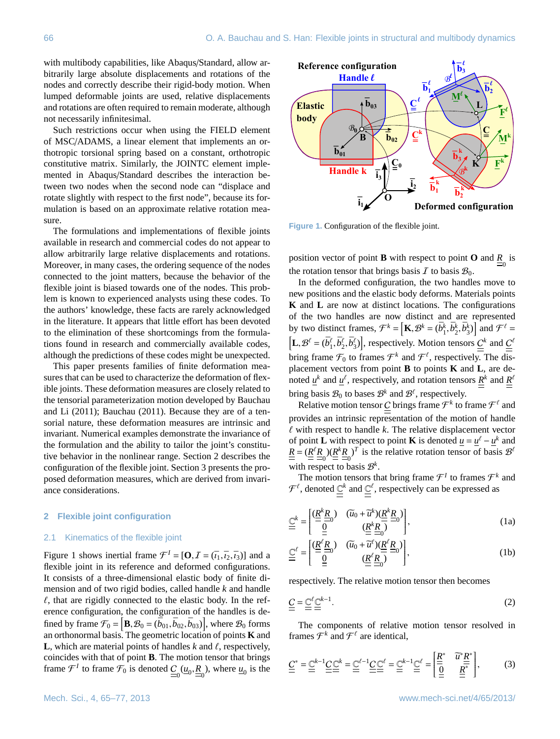with multibody capabilities, like Abaqus/Standard, allow arbitrarily large absolute displacements and rotations of the nodes and correctly describe their rigid-body motion. When lumped deformable joints are used, relative displacements and rotations are often required to remain moderate, although not necessarily infinitesimal.

Such restrictions occur when using the FIELD element of MSC/ADAMS, a linear element that implements an orthotropic torsional spring based on a constant, orthotropic constitutive matrix. Similarly, the JOINTC element implemented in Abaqus/Standard describes the interaction between two nodes when the second node can "displace and rotate slightly with respect to the first node", because its formulation is based on an approximate relative rotation measure.

The formulations and implementations of flexible joints available in research and commercial codes do not appear to allow arbitrarily large relative displacements and rotations. Moreover, in many cases, the ordering sequence of the nodes connected to the joint matters, because the behavior of the flexible joint is biased towards one of the nodes. This problem is known to experienced analysts using these codes. To the authors' knowledge, these facts are rarely acknowledged in the literature. It appears that little effort has been devoted to the elimination of these shortcomings from the formulations found in research and commercially available codes, although the predictions of these codes might be unexpected.

This paper presents families of finite deformation measures that can be used to characterize the deformation of flexible joints. These deformation measures are closely related to the tensorial parameterization motion developed by Bauchau and Li (2011); Bauchau (2011). Because they are of a tensorial nature, these deformation measures are intrinsic and invariant. Numerical examples demonstrate the invariance of the formulation and the ability to tailor the joint's constitutive behavior in the nonlinear range. Section 2 describes the configuration of the flexible joint. Section 3 presents the proposed deformation measures, which are derived from invariance considerations.

## 2 Flexible joint configuration

### 2.1 Kinematics of the flexible joint

Figure 1 shows inertial frame $\mathcal{F}^I = [\mathbf{O}, \mathcal{I} = (\bar{\imath}_1, \bar{\imath}_2, \bar{\imath}_3)]$ and a flexible joint in its reference and deformed configurations. It consists of a three-dimensional elastic body of finite dimension and of two rigid bodies, called handle $k$ and handle $\ell$, that are rigidly connected to the elastic body. In the reference configuration, the configuration of the handles is defined by frame $\mathcal{F}_0 = [\mathbf{B}, \mathcal{B}_0 = (\bar{b}_{01}, \bar{b}_{02}, \bar{b}_{03})]$, where $\mathcal{B}_0$ forms an orthonormal basis. The geometric location of points $\mathbf{K}$ and $\mathbf{L}$, which are material points of handles $k$ and $\ell$, respectively, coincides with that of point $\mathbf{B}$. The motion tensor that brings frame $\mathcal{F}^I$ to frame $\mathcal{F}_0$ is denoted $\underline{\underline{C}}_0(\underline{u}_0, \underline{\underline{R}}_0)$, where $\underline{u}_0$ is the position vector of point $\mathbf{B}$ with respect to point $\mathbf{O}$ and $\underline{\underline{R}}_0$ is the rotation tensor that brings basis $\mathcal{I}$ to basis $\mathcal{B}_0$.

Figure 1. Configuration of the flexible joint.

In the deformed configuration, the two handles move to new positions and the elastic body deforms. Materials points $\mathbf{K}$ and $\mathbf{L}$ are now at distinct locations. The configurations of the two handles are now distinct and are represented by two distinct frames, $\mathcal{F}^k = [\mathbf{K}, \mathcal{B}^k = (\bar{b}_1^k, \bar{b}_2^k, \bar{b}_3^k)]$ and $\mathcal{F}^\ell = [\mathbf{L}, \mathcal{B}^\ell = (\bar{b}_1^\ell, \bar{b}_2^\ell, \bar{b}_3^\ell)]$, respectively. Motion tensors $\underline{\underline{C}}^k$ and $\underline{\underline{C}}^\ell$ bring frame $\mathcal{F}_0$ to frames $\mathcal{F}^k$ and $\mathcal{F}^\ell$, respectively. The displacement vectors from point $\mathbf{B}$ to points $\mathbf{K}$ and $\mathbf{L}$, are denoted $\underline{u}^k$ and $\underline{u}^\ell$, respectively, and rotation tensors $\underline{\underline{R}}^k$ and $\underline{\underline{R}}^\ell$ bring basis $\mathcal{B}_0$ to bases $\mathcal{B}^k$ and $\mathcal{B}^\ell$, respectively.

Relative motion tensor $\underline{\underline{C}}$ brings frame $\mathcal{F}^k$ to frame $\mathcal{F}^\ell$ and provides an intrinsic representation of the motion of handle $\ell$ with respect to handle $k$. The relative displacement vector of point $\mathbf{L}$ with respect to point $\mathbf{K}$ is denoted $\underline{u} = \underline{u}^\ell - \underline{u}^k$ and $\underline{\underline{R}} = (\underline{\underline{R}}^\ell \underline{\underline{R}}_0)(\underline{\underline{R}}^k \underline{\underline{R}}_0)^T$ is the relative rotation tensor of basis $\mathcal{B}^\ell$ with respect to basis $\mathcal{B}^k$.

The motion tensors that bring frame $\mathcal{F}^I$ to frames $\mathcal{F}^k$ and $\mathcal{F}^\ell$, denoted $\underline{\underline{\mathbb{C}}}^k$ and $\underline{\underline{\mathbb{C}}}^\ell$, respectively can be expressed as

$$\underline{\underline{\mathbb{C}}}^k = \begin{bmatrix} (\underline{\underline{R}}^k \underline{\underline{R}}_0) & (\widetilde{u}_0 + \widetilde{u}^k)(\underline{\underline{R}}^k \underline{\underline{R}}_0) \\ \underline{\underline{0}} & (\underline{\underline{R}}^k \underline{\underline{R}}_0) \end{bmatrix}, \tag{1a}$$

$$\underline{\underline{\mathbb{C}}}^\ell = \begin{bmatrix} (\underline{\underline{R}}^\ell \underline{\underline{R}}_0) & (\widetilde{u}_0 + \widetilde{u}^\ell)(\underline{\underline{R}}^\ell \underline{\underline{R}}_0) \\ \underline{\underline{0}} & (\underline{\underline{R}}^\ell \underline{\underline{R}}_0) \end{bmatrix}, \tag{1b}$$

respectively. The relative motion tensor then becomes

$$\underline{\underline{C}} = \underline{\underline{\mathbb{C}}}^\ell \underline{\underline{\mathbb{C}}}^{k-1}. \tag{2}$$

The components of relative motion tensor resolved in frames $\mathcal{F}^k$ and $\mathcal{F}^\ell$ are identical,

$$\underline{\underline{C}}^* = \underline{\underline{\mathbb{C}}}^{k-1} \underline{\underline{C}}\, \underline{\underline{\mathbb{C}}}^k = \underline{\underline{\mathbb{C}}}^{\ell-1} \underline{\underline{C}}\, \underline{\underline{\mathbb{C}}}^\ell = \underline{\underline{\mathbb{C}}}^{k-1} \underline{\underline{\mathbb{C}}}^\ell = \begin{bmatrix} \underline{\underline{R}}^* & \widetilde{u}^* \underline{\underline{R}}^* \\ \underline{\underline{0}} & \underline{\underline{R}}^* \end{bmatrix}, \tag{3}$$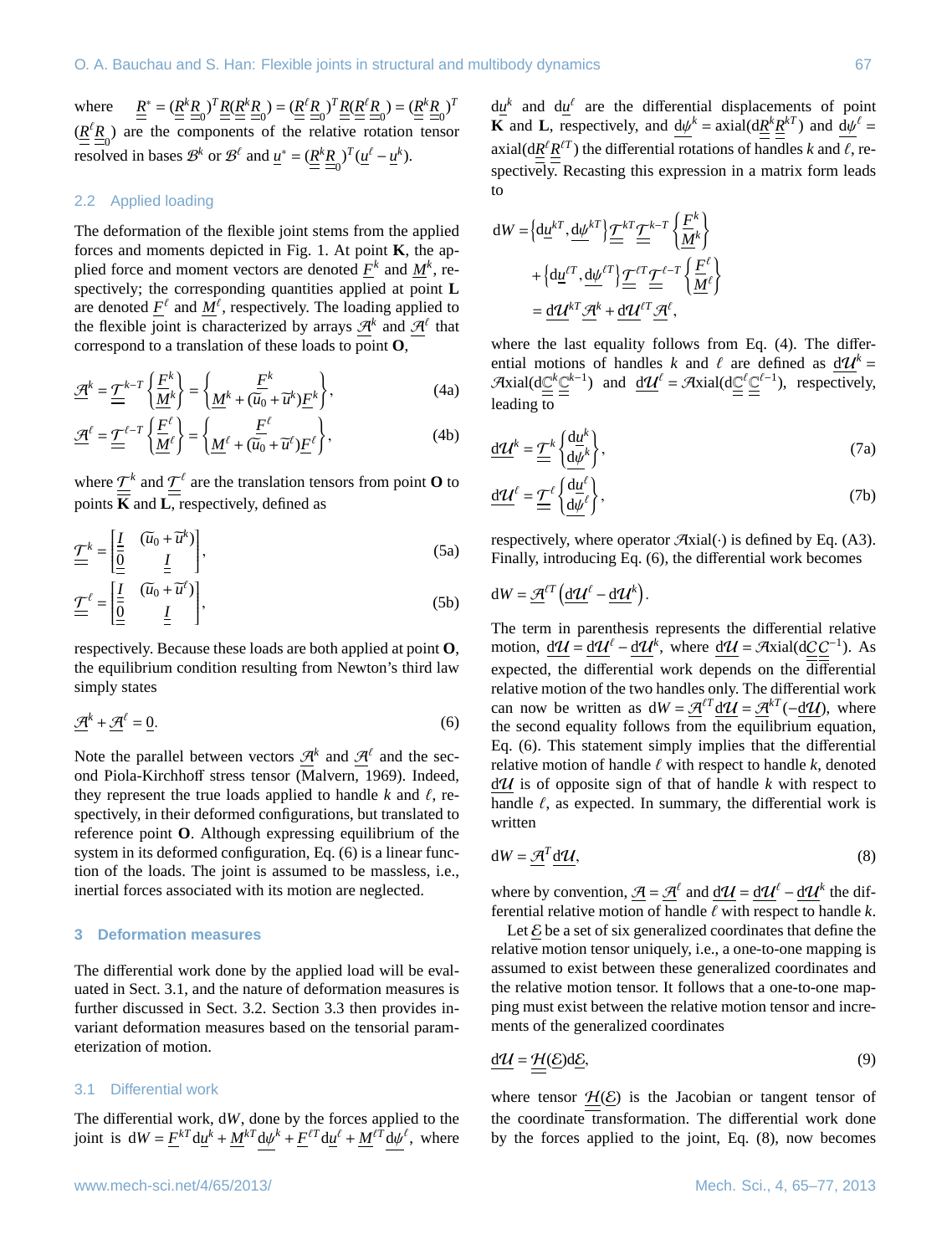where $\underline{\underline{R}}^* = (\underline{\underline{R}}^k \underline{\underline{R}}_0)^T \underline{\underline{R}}(\underline{\underline{R}}^k \underline{\underline{R}}_0) = (\underline{\underline{R}}^\ell \underline{\underline{R}}_0)^T \underline{\underline{R}}(\underline{\underline{R}}^\ell \underline{\underline{R}}_0) = (\underline{\underline{R}}^k \underline{\underline{R}}_0)^T (\underline{\underline{R}}^\ell \underline{\underline{R}}_0)$ are the components of the relative rotation tensor resolved in bases $\mathcal{B}^k$ or $\mathcal{B}^\ell$ and $\underline{u}^* = (\underline{\underline{R}}^k \underline{\underline{R}}_0)^T (\underline{u}^\ell - \underline{u}^k)$.

### 2.2 Applied loading

The deformation of the flexible joint stems from the applied forces and moments depicted in Fig. 1. At point **K**, the applied force and moment vectors are denoted $\underline{F}^k$ and $\underline{M}^k$, respectively; the corresponding quantities applied at point **L** are denoted $\underline{F}^\ell$ and $\underline{M}^\ell$, respectively. The loading applied to the flexible joint is characterized by arrays $\underline{\mathcal{A}}^k$ and $\underline{\mathcal{A}}^\ell$ that correspond to a translation of these loads to point **O**,

$$\underline{\mathcal{A}}^k = \underline{\underline{\mathcal{T}}}^{k-T} \begin{Bmatrix} \underline{F}^k \\ \underline{M}^k \end{Bmatrix} = \begin{Bmatrix} \underline{F}^k \\ \underline{M}^k + (\widetilde{u}_0 + \widetilde{u}^k)\underline{F}^k \end{Bmatrix}, \tag{4a}$$

$$\underline{\mathcal{A}}^\ell = \underline{\underline{\mathcal{T}}}^{\ell-T} \begin{Bmatrix} \underline{F}^\ell \\ \underline{M}^\ell \end{Bmatrix} = \begin{Bmatrix} \underline{F}^\ell \\ \underline{M}^\ell + (\widetilde{u}_0 + \widetilde{u}^\ell)\underline{F}^\ell \end{Bmatrix}, \tag{4b}$$

where $\underline{\underline{\mathcal{T}}}^k$ and $\underline{\underline{\mathcal{T}}}^\ell$ are the translation tensors from point **O** to points **K** and **L**, respectively, defined as

$$\underline{\underline{\mathcal{T}}}^k = \begin{bmatrix} \underline{\underline{I}} & (\widetilde{u}_0 + \widetilde{u}^k) \\ \underline{\underline{0}} & \underline{\underline{I}} \end{bmatrix}, \tag{5a}$$

$$\underline{\underline{\mathcal{T}}}^\ell = \begin{bmatrix} \underline{\underline{I}} & (\widetilde{u}_0 + \widetilde{u}^\ell) \\ \underline{\underline{0}} & \underline{\underline{I}} \end{bmatrix}, \tag{5b}$$

respectively. Because these loads are both applied at point **O**, the equilibrium condition resulting from Newton's third law simply states

$$\underline{\mathcal{A}}^k + \underline{\mathcal{A}}^\ell = \underline{0}. \tag{6}$$

Note the parallel between vectors $\underline{\mathcal{A}}^k$ and $\underline{\mathcal{A}}^\ell$ and the second Piola-Kirchhoff stress tensor (Malvern, 1969). Indeed, they represent the true loads applied to handle $k$ and $\ell$, respectively, in their deformed configurations, but translated to reference point **O**. Although expressing equilibrium of the system in its deformed configuration, Eq. (6) is a linear function of the loads. The joint is assumed to be massless, i.e., inertial forces associated with its motion are neglected.

## 3 Deformation measures

The differential work done by the applied load will be evaluated in Sect. 3.1, and the nature of deformation measures is further discussed in Sect. 3.2. Section 3.3 then provides invariant deformation measures based on the tensorial parameterization of motion.

### 3.1 Differential work

The differential work, $\mathrm{d}W$, done by the forces applied to the joint is $\mathrm{d}W = \underline{F}^{kT}\mathrm{d}\underline{u}^k + \underline{M}^{kT}\underline{\mathrm{d}\psi}^k + \underline{F}^{\ell T}\mathrm{d}\underline{u}^\ell + \underline{M}^{\ell T}\underline{\mathrm{d}\psi}^\ell$, where $\mathrm{d}\underline{u}^k$ and $\mathrm{d}\underline{u}^\ell$ are the differential displacements of point **K** and **L**, respectively, and $\underline{\mathrm{d}\psi}^k = \mathrm{axial}(\mathrm{d}\underline{\underline{R}}^k \underline{\underline{R}}^{kT})$ and $\underline{\mathrm{d}\psi}^\ell = \mathrm{axial}(\mathrm{d}\underline{\underline{R}}^\ell \underline{\underline{R}}^{\ell T})$ the differential rotations of handles $k$ and $\ell$, respectively. Recasting this expression in a matrix form leads to

$$\begin{aligned} \mathrm{d}W &= \left\{\mathrm{d}\underline{u}^{kT}, \underline{\mathrm{d}\psi}^{kT}\right\} \underline{\underline{\mathcal{T}}}^{kT} \underline{\underline{\mathcal{T}}}^{k-T} \begin{Bmatrix} \underline{F}^k \\ \underline{M}^k \end{Bmatrix} \\ &\quad + \left\{\mathrm{d}\underline{u}^{\ell T}, \underline{\mathrm{d}\psi}^{\ell T}\right\} \underline{\underline{\mathcal{T}}}^{\ell T} \underline{\underline{\mathcal{T}}}^{\ell-T} \begin{Bmatrix} \underline{F}^\ell \\ \underline{M}^\ell \end{Bmatrix} \\ &= \underline{\mathrm{d}\mathcal{U}}^{kT} \underline{\mathcal{A}}^k + \underline{\mathrm{d}\mathcal{U}}^{\ell T} \underline{\mathcal{A}}^\ell, \end{aligned}$$

where the last equality follows from Eq. (4). The differential motions of handles $k$ and $\ell$ are defined as $\underline{\mathrm{d}\mathcal{U}}^k = \mathcal{A}\mathrm{xial}(\mathrm{d}\underline{\underline{\mathbb{C}}}^k \underline{\underline{\mathbb{C}}}^{k-1})$ and $\underline{\mathrm{d}\mathcal{U}}^\ell = \mathcal{A}\mathrm{xial}(\mathrm{d}\underline{\underline{\mathbb{C}}}^\ell \underline{\underline{\mathbb{C}}}^{\ell-1})$, respectively, leading to

$$\underline{\mathrm{d}\mathcal{U}}^k = \underline{\underline{\mathcal{T}}}^k \begin{Bmatrix} \mathrm{d}\underline{u}^k \\ \underline{\mathrm{d}\psi}^k \end{Bmatrix}, \tag{7a}$$

$$\underline{\mathrm{d}\mathcal{U}}^\ell = \underline{\underline{\mathcal{T}}}^\ell \begin{Bmatrix} \mathrm{d}\underline{u}^\ell \\ \underline{\mathrm{d}\psi}^\ell \end{Bmatrix}, \tag{7b}$$

respectively, where operator $\mathcal{A}\mathrm{xial}(\cdot)$ is defined by Eq. (A3). Finally, introducing Eq. (6), the differential work becomes

$$\mathrm{d}W = \underline{\mathcal{A}}^{\ell T}\left(\underline{\mathrm{d}\mathcal{U}}^\ell - \underline{\mathrm{d}\mathcal{U}}^k\right).$$

The term in parenthesis represents the differential relative motion, $\underline{\mathrm{d}\mathcal{U}} = \underline{\mathrm{d}\mathcal{U}}^\ell - \underline{\mathrm{d}\mathcal{U}}^k$, where $\underline{\mathrm{d}\mathcal{U}} = \mathcal{A}\mathrm{xial}(\mathrm{d}\underline{\underline{C}}\,\underline{\underline{C}}^{-1})$. As expected, the differential work depends on the differential relative motion of the two handles only. The differential work can now be written as $\mathrm{d}W = \underline{\mathcal{A}}^{\ell T}\underline{\mathrm{d}\mathcal{U}} = \underline{\mathcal{A}}^{kT}(-\underline{\mathrm{d}\mathcal{U}})$, where the second equality follows from the equilibrium equation, Eq. (6). This statement simply implies that the differential relative motion of handle $\ell$ with respect to handle $k$, denoted $\underline{\mathrm{d}\mathcal{U}}$ is of opposite sign of that of handle $k$ with respect to handle $\ell$, as expected. In summary, the differential work is written

$$\mathrm{d}W = \underline{\mathcal{A}}^T \underline{\mathrm{d}\mathcal{U}}, \tag{8}$$

where by convention, $\underline{\mathcal{A}} = \underline{\mathcal{A}}^\ell$ and $\underline{\mathrm{d}\mathcal{U}} = \underline{\mathrm{d}\mathcal{U}}^\ell - \underline{\mathrm{d}\mathcal{U}}^k$ the differential relative motion of handle $\ell$ with respect to handle $k$.

Let $\underline{\mathcal{E}}$ be a set of six generalized coordinates that define the relative motion tensor uniquely, i.e., a one-to-one mapping is assumed to exist between these generalized coordinates and the relative motion tensor. It follows that a one-to-one mapping must exist between the relative motion tensor and increments of the generalized coordinates

$$\underline{\mathrm{d}\mathcal{U}} = \underline{\underline{\mathcal{H}}}(\underline{\mathcal{E}})\mathrm{d}\underline{\mathcal{E}}, \tag{9}$$

where tensor $\underline{\underline{\mathcal{H}}}(\underline{\mathcal{E}})$ is the Jacobian or tangent tensor of the coordinate transformation. The differential work done by the forces applied to the joint, Eq. (8), now becomes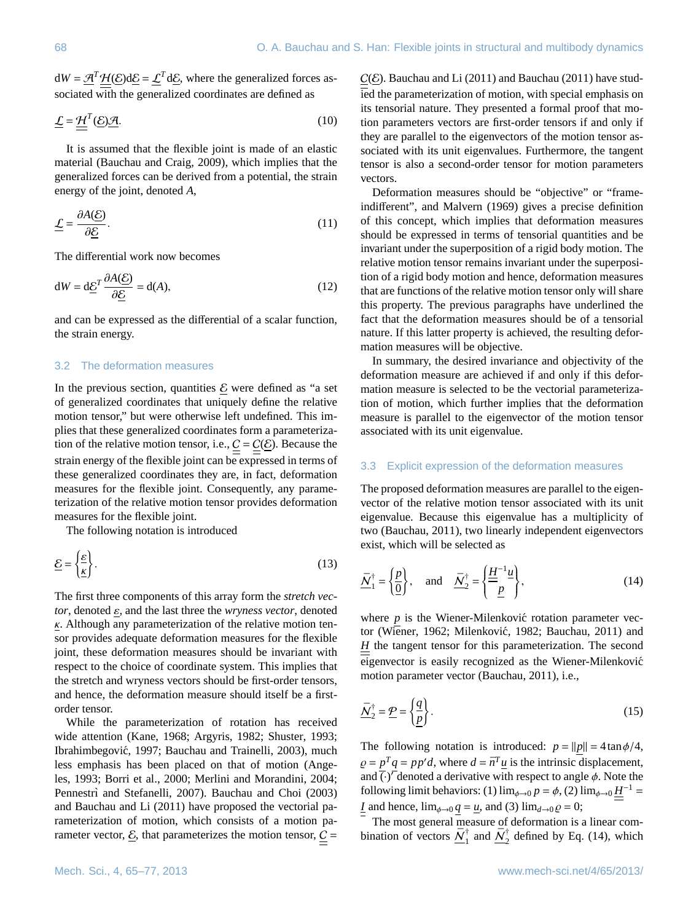$\mathrm{d}W = \underline{\mathcal{A}}^T \underline{\underline{\mathcal{H}}}(\underline{\mathcal{E}})\mathrm{d}\underline{\mathcal{E}} = \underline{\mathcal{L}}^T \mathrm{d}\underline{\mathcal{E}}$, where the generalized forces associated with the generalized coordinates are defined as

$$\underline{\mathcal{L}} = \underline{\underline{\mathcal{H}}}^T(\underline{\mathcal{E}})\underline{\mathcal{A}}. \tag{10}$$

It is assumed that the flexible joint is made of an elastic material (Bauchau and Craig, 2009), which implies that the generalized forces can be derived from a potential, the strain energy of the joint, denoted $A$,

$$\underline{\mathcal{L}} = \frac{\partial A(\underline{\mathcal{E}})}{\partial \underline{\mathcal{E}}}. \tag{11}$$

The differential work now becomes

$$\mathrm{d}W = \mathrm{d}\underline{\mathcal{E}}^T \frac{\partial A(\underline{\mathcal{E}})}{\partial \underline{\mathcal{E}}} = \mathrm{d}(A), \tag{12}$$

and can be expressed as the differential of a scalar function, the strain energy.

### 3.2 The deformation measures

In the previous section, quantities $\underline{\mathcal{E}}$ were defined as "a set of generalized coordinates that uniquely define the relative motion tensor," but were otherwise left undefined. This implies that these generalized coordinates form a parameterization of the relative motion tensor, i.e., $\underline{\underline{\mathcal{C}}} = \underline{\underline{\mathcal{C}}}(\underline{\mathcal{E}})$. Because the strain energy of the flexible joint can be expressed in terms of these generalized coordinates they are, in fact, deformation measures for the flexible joint. Consequently, any parameterization of the relative motion tensor provides deformation measures for the flexible joint.

The following notation is introduced

$$\underline{\mathcal{E}} = \begin{Bmatrix} \underline{\varepsilon} \\ \underline{\kappa} \end{Bmatrix}. \tag{13}$$

The first three components of this array form the *stretch vector*, denoted $\underline{\varepsilon}$, and the last three the *wryness vector*, denoted $\underline{\kappa}$. Although any parameterization of the relative motion tensor provides adequate deformation measures for the flexible joint, these deformation measures should be invariant with respect to the choice of coordinate system. This implies that the stretch and wryness vectors should be first-order tensors, and hence, the deformation measure should itself be a first-order tensor.

While the parameterization of rotation has received wide attention (Kane, 1968; Argyris, 1982; Shuster, 1993; Ibrahimbegović, 1997; Bauchau and Trainelli, 2003), much less emphasis has been placed on that of motion (Angeles, 1993; Borri et al., 2000; Merlini and Morandini, 2004; Pennestrì and Stefanelli, 2007). Bauchau and Choi (2003) and Bauchau and Li (2011) have proposed the vectorial parameterization of motion, which consists of a motion parameter vector, $\underline{\mathcal{E}}$, that parameterizes the motion tensor, $\underline{\underline{\mathcal{C}}} = \underline{\underline{\mathcal{C}}}(\underline{\mathcal{E}})$. Bauchau and Li (2011) and Bauchau (2011) have studied the parameterization of motion, with special emphasis on its tensorial nature. They presented a formal proof that motion parameters vectors are first-order tensors if and only if they are parallel to the eigenvectors of the motion tensor associated with its unit eigenvalues. Furthermore, the tangent tensor is also a second-order tensor for motion parameters vectors.

Deformation measures should be "objective" or "frame-indifferent", and Malvern (1969) gives a precise definition of this concept, which implies that deformation measures should be expressed in terms of tensorial quantities and be invariant under the superposition of a rigid body motion. The relative motion tensor remains invariant under the superposition of a rigid body motion and hence, deformation measures that are functions of the relative motion tensor only will share this property. The previous paragraphs have underlined the fact that the deformation measures should be of a tensorial nature. If this latter property is achieved, the resulting deformation measures will be objective.

In summary, the desired invariance and objectivity of the deformation measure are achieved if and only if this deformation measure is selected to be the vectorial parameterization of motion, which further implies that the deformation measure is parallel to the eigenvector of the motion tensor associated with its unit eigenvalue.

### 3.3 Explicit expression of the deformation measures

The proposed deformation measures are parallel to the eigenvector of the relative motion tensor associated with its unit eigenvalue. Because this eigenvalue has a multiplicity of two (Bauchau, 2011), two linearly independent eigenvectors exist, which will be selected as

$$\underline{\bar{\mathcal{N}}}_1^\dagger = \begin{Bmatrix} \underline{p} \\ \underline{0} \end{Bmatrix}, \quad \text{and} \quad \underline{\bar{\mathcal{N}}}_2^\dagger = \begin{Bmatrix} \underline{\underline{H}}^{-1}\underline{u} \\ \underline{p} \end{Bmatrix}, \tag{14}$$

where $\underline{p}$ is the Wiener-Milenković rotation parameter vector (Wiener, 1962; Milenković, 1982; Bauchau, 2011) and $\underline{\underline{H}}$ the tangent tensor for this parameterization. The second eigenvector is easily recognized as the Wiener-Milenković motion parameter vector (Bauchau, 2011), i.e.,

$$\underline{\bar{\mathcal{N}}}_2^\dagger = \underline{\mathcal{P}} = \begin{Bmatrix} \underline{q} \\ \underline{p} \end{Bmatrix}. \tag{15}$$

The following notation is introduced: $p = \|\underline{p}\| = 4\tan\phi/4$, $\varrho = \underline{p}^T\underline{q} = pp'd$, where $d = \bar{\underline{n}}^T\underline{u}$ is the intrinsic displacement, and $\overline{(\cdot)}'$ denoted a derivative with respect to angle $\phi$. Note the following limit behaviors: (1) $\lim_{\phi\to 0} p = \phi$, (2) $\lim_{\phi\to 0} \underline{\underline{H}}^{-1} = \underline{\underline{I}}$ and hence, $\lim_{\phi\to 0} \underline{q} = \underline{u}$, and (3) $\lim_{d\to 0} \varrho = 0$;

The most general measure of deformation is a linear combination of vectors $\underline{\bar{\mathcal{N}}}_1^\dagger$ and $\underline{\bar{\mathcal{N}}}_2^\dagger$ defined by Eq. (14), which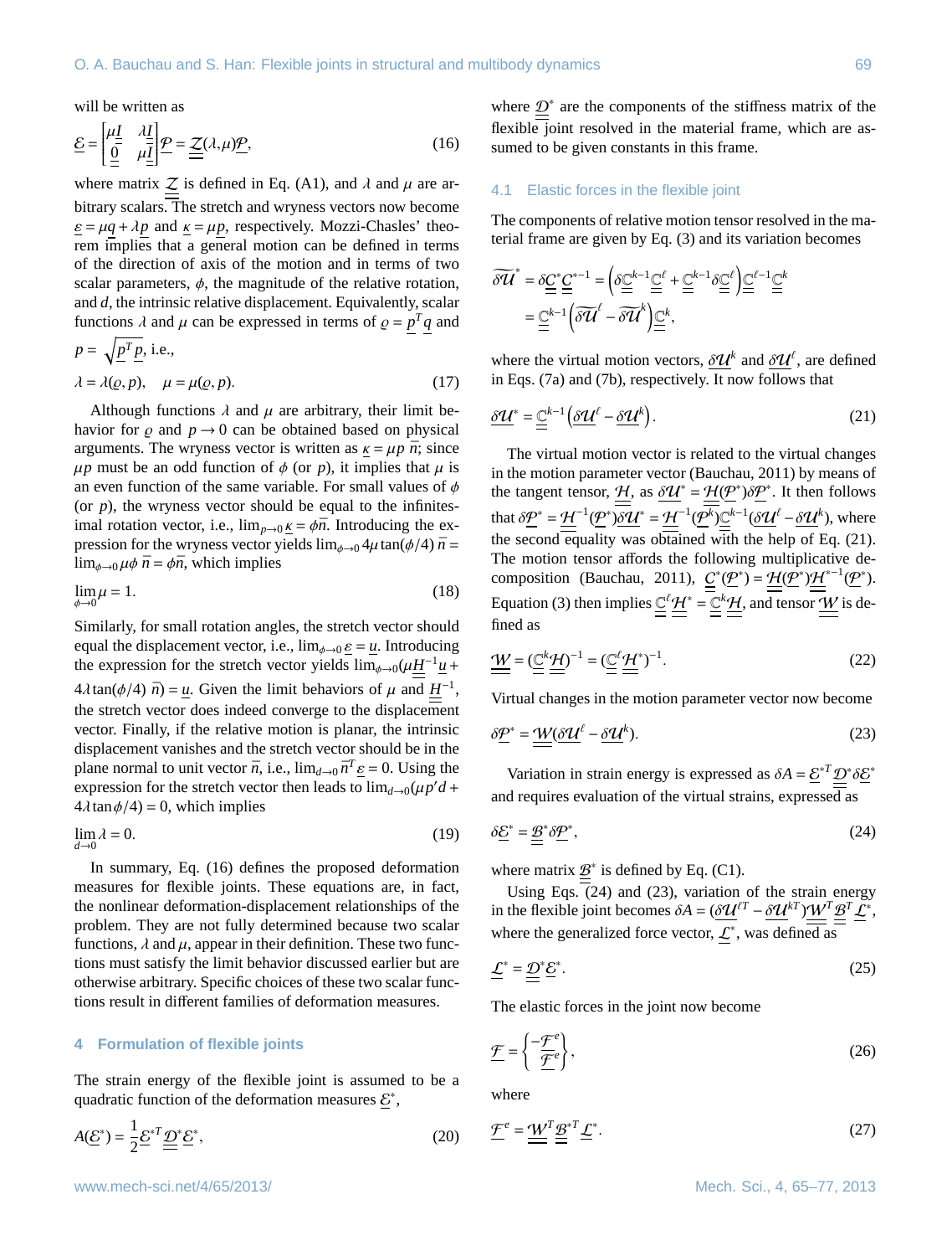will be written as

$$\underline{\mathcal{E}} = \begin{bmatrix} \mu \underline{\underline{I}} & \lambda \underline{\underline{I}} \\ \underline{\underline{0}} & \mu \underline{\underline{I}} \end{bmatrix} \underline{\mathcal{P}} = \underline{\underline{\mathcal{Z}}}(\lambda, \mu) \underline{\mathcal{P}}, \tag{16}$$

where matrix $\underline{\underline{\mathcal{Z}}}$ is defined in Eq. (A1), and $\lambda$ and $\mu$ are arbitrary scalars. The stretch and wryness vectors now become $\underline{\varepsilon} = \mu \underline{q} + \lambda \underline{p}$ and $\underline{\kappa} = \mu \underline{p}$, respectively. Mozzi-Chasles' theorem implies that a general motion can be defined in terms of the direction of axis of the motion and in terms of two scalar parameters, $\phi$, the magnitude of the relative rotation, and $d$, the intrinsic relative displacement. Equivalently, scalar functions $\lambda$ and $\mu$ can be expressed in terms of $\varrho = \underline{p}^T \underline{q}$ and $p = \sqrt{\underline{p}^T \underline{p}}$, i.e.,

$$\lambda = \lambda(\varrho, p), \quad \mu = \mu(\varrho, p). \tag{17}$$

Although functions $\lambda$ and $\mu$ are arbitrary, their limit behavior for $\varrho$ and $p \to 0$ can be obtained based on physical arguments. The wryness vector is written as $\underline{\kappa} = \mu p \, \bar{n}$; since $\mu p$ must be an odd function of $\phi$ (or $p$), it implies that $\mu$ is an even function of the same variable. For small values of $\phi$ (or $p$), the wryness vector should be equal to the infinitesimal rotation vector, i.e., $\lim_{p \to 0} \underline{\kappa} = \phi \bar{n}$. Introducing the expression for the wryness vector yields $\lim_{\phi \to 0} 4\mu \tan(\phi/4) \, \bar{n} = \lim_{\phi \to 0} \mu \phi \, \bar{n} = \phi \bar{n}$, which implies

$$\lim_{\phi \to 0} \mu = 1. \tag{18}$$

Similarly, for small rotation angles, the stretch vector should equal the displacement vector, i.e., $\lim_{\phi \to 0} \underline{\varepsilon} = \underline{u}$. Introducing the expression for the stretch vector yields $\lim_{\phi \to 0} (\mu \underline{\underline{H}}^{-1} \underline{u} + 4\lambda \tan(\phi/4) \, \bar{n}) = \underline{u}$. Given the limit behaviors of $\mu$ and $\underline{\underline{H}}^{-1}$, the stretch vector does indeed converge to the displacement vector. Finally, if the relative motion is planar, the intrinsic displacement vanishes and the stretch vector should be in the plane normal to unit vector $\bar{n}$, i.e., $\lim_{d \to 0} \bar{n}^T \underline{\varepsilon} = 0$. Using the expression for the stretch vector then leads to $\lim_{d \to 0} (\mu p' d + 4\lambda \tan \phi/4) = 0$, which implies

$$\lim_{d \to 0} \lambda = 0. \tag{19}$$

In summary, Eq. (16) defines the proposed deformation measures for flexible joints. These equations are, in fact, the nonlinear deformation-displacement relationships of the problem. They are not fully determined because two scalar functions, $\lambda$ and $\mu$, appear in their definition. These two functions must satisfy the limit behavior discussed earlier but are otherwise arbitrary. Specific choices of these two scalar functions result in different families of deformation measures.

## 4 Formulation of flexible joints

The strain energy of the flexible joint is assumed to be a quadratic function of the deformation measures $\underline{\mathcal{E}}^*$,

$$A(\underline{\mathcal{E}}^*) = \frac{1}{2} \underline{\mathcal{E}}^{*T} \underline{\underline{\mathcal{D}}}^* \underline{\mathcal{E}}^*, \tag{20}$$

where $\underline{\underline{\mathcal{D}}}^*$ are the components of the stiffness matrix of the flexible joint resolved in the material frame, which are assumed to be given constants in this frame.

### 4.1 Elastic forces in the flexible joint

The components of relative motion tensor resolved in the material frame are given by Eq. (3) and its variation becomes

$$\begin{aligned} \widetilde{\delta \mathcal{U}}^* &= \delta \underline{\underline{\mathcal{C}}}^* \underline{\underline{\mathcal{C}}}^{*-1} = \left( \delta \underline{\underline{\mathbb{C}}}^{k-1} \underline{\underline{\mathbb{C}}}^{\ell} + \underline{\underline{\mathbb{C}}}^{k-1} \delta \underline{\underline{\mathbb{C}}}^{\ell} \right) \underline{\underline{\mathbb{C}}}^{\ell-1} \underline{\underline{\mathbb{C}}}^{k} \\ &= \underline{\underline{\mathbb{C}}}^{k-1} \left( \widetilde{\delta \mathcal{U}}^{\ell} - \widetilde{\delta \mathcal{U}}^{k} \right) \underline{\underline{\mathbb{C}}}^{k}, \end{aligned}$$

where the virtual motion vectors, $\underline{\delta \mathcal{U}}^k$ and $\underline{\delta \mathcal{U}}^\ell$, are defined in Eqs. (7a) and (7b), respectively. It now follows that

$$\underline{\delta \mathcal{U}}^* = \underline{\underline{\mathbb{C}}}^{k-1} \left( \underline{\delta \mathcal{U}}^\ell - \underline{\delta \mathcal{U}}^k \right). \tag{21}$$

The virtual motion vector is related to the virtual changes in the motion parameter vector (Bauchau, 2011) by means of the tangent tensor, $\underline{\underline{\mathcal{H}}}$, as $\underline{\delta \mathcal{U}}^* = \underline{\underline{\mathcal{H}}}(\underline{\mathcal{P}}^*) \delta \underline{\mathcal{P}}^*$. It then follows that $\delta \underline{\mathcal{P}}^* = \underline{\underline{\mathcal{H}}}^{-1}(\underline{\mathcal{P}}^*) \underline{\delta \mathcal{U}}^* = \underline{\underline{\mathcal{H}}}^{-1}(\underline{\mathcal{P}}^k) \underline{\underline{\mathbb{C}}}^{k-1} (\underline{\delta \mathcal{U}}^\ell - \underline{\delta \mathcal{U}}^k)$, where the second equality was obtained with the help of Eq. (21). The motion tensor affords the following multiplicative decomposition (Bauchau, 2011), $\underline{\underline{\mathcal{C}}}^*(\underline{\mathcal{P}}^*) = \underline{\underline{\mathcal{H}}}(\underline{\mathcal{P}}^*) \underline{\underline{\mathcal{H}}}^{*-1}(\underline{\mathcal{P}}^*)$. Equation (3) then implies $\underline{\underline{\mathbb{C}}}^{\ell} \underline{\underline{\mathcal{H}}}^* = \underline{\underline{\mathbb{C}}}^{k} \underline{\underline{\mathcal{H}}}$, and tensor $\underline{\underline{\mathcal{W}}}$ is defined as

$$\underline{\underline{\mathcal{W}}} = (\underline{\underline{\mathbb{C}}}^{k} \underline{\underline{\mathcal{H}}})^{-1} = (\underline{\underline{\mathbb{C}}}^{\ell} \underline{\underline{\mathcal{H}}}^*)^{-1}. \tag{22}$$

Virtual changes in the motion parameter vector now become

$$\delta \underline{\mathcal{P}}^* = \underline{\underline{\mathcal{W}}} (\underline{\delta \mathcal{U}}^\ell - \underline{\delta \mathcal{U}}^k). \tag{23}$$

Variation in strain energy is expressed as $\delta A = \underline{\mathcal{E}}^{*T} \underline{\underline{\mathcal{D}}}^* \delta \underline{\mathcal{E}}^*$ and requires evaluation of the virtual strains, expressed as

$$\delta \underline{\mathcal{E}}^* = \underline{\underline{\mathcal{B}}}^* \delta \underline{\mathcal{P}}^*, \tag{24}$$

where matrix $\underline{\underline{\mathcal{B}}}^*$ is defined by Eq. (C1).

Using Eqs. (24) and (23), variation of the strain energy in the flexible joint becomes $\delta A = (\underline{\delta \mathcal{U}}^{\ell T} - \underline{\delta \mathcal{U}}^{kT}) \underline{\underline{\mathcal{W}}}^T \underline{\underline{\mathcal{B}}}^T \underline{\mathcal{L}}^*$, where the generalized force vector, $\underline{\mathcal{L}}^*$, was defined as

$$\underline{\mathcal{L}}^* = \underline{\underline{\mathcal{D}}}^* \underline{\mathcal{E}}^*. \tag{25}$$

The elastic forces in the joint now become

$$\underline{\mathcal{F}} = \begin{Bmatrix} -\underline{\mathcal{F}}^e \\ \underline{\mathcal{F}}^e \end{Bmatrix}, \tag{26}$$

where

$$\underline{\mathcal{F}}^e = \underline{\underline{\mathcal{W}}}^T \underline{\underline{\mathcal{B}}}^{*T} \underline{\mathcal{L}}^*. \tag{27}$$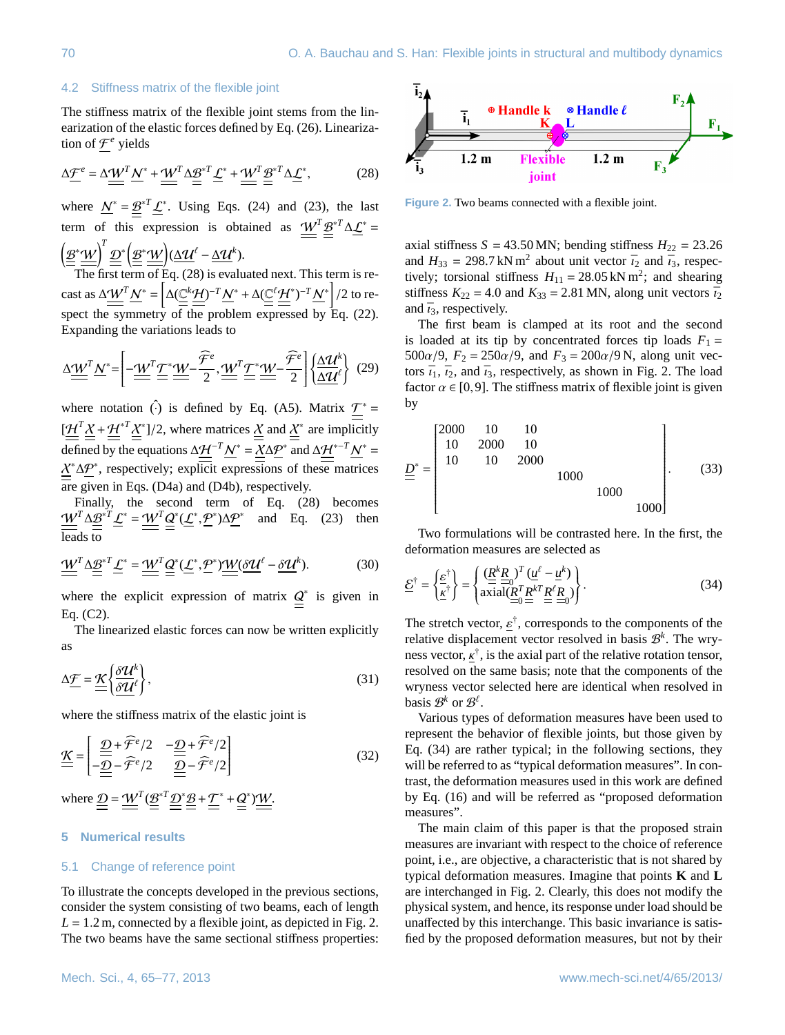### 4.2 Stiffness matrix of the flexible joint

The stiffness matrix of the flexible joint stems from the linearization of the elastic forces defined by Eq. (26). Linearization of $\underline{\mathcal{F}}^e$ yields

$$\Delta\underline{\mathcal{F}}^e = \Delta\underline{\underline{\mathcal{W}}}^T\underline{\mathcal{N}}^* + \underline{\underline{\mathcal{W}}}^T\Delta\underline{\underline{\mathcal{B}}}^{*T}\underline{\mathcal{L}}^* + \underline{\underline{\mathcal{W}}}^T\underline{\underline{\mathcal{B}}}^{*T}\Delta\underline{\mathcal{L}}^*, \tag{28}$$

where $\underline{\mathcal{N}}^* = \underline{\underline{\mathcal{B}}}^{*T}\underline{\mathcal{L}}^*$. Using Eqs. (24) and (23), the last term of this expression is obtained as $\underline{\underline{\mathcal{W}}}^T\underline{\underline{\mathcal{B}}}^{*T}\Delta\underline{\mathcal{L}}^* = \left(\underline{\underline{\mathcal{B}}}^*\underline{\underline{\mathcal{W}}}\right)^T\underline{\underline{\mathcal{D}}}^*\left(\underline{\underline{\mathcal{B}}}^*\underline{\underline{\mathcal{W}}}\right)(\Delta\underline{\mathcal{U}}^\ell - \Delta\underline{\mathcal{U}}^k)$.

The first term of Eq. (28) is evaluated next. This term is recast as $\Delta\underline{\underline{\mathcal{W}}}^T\underline{\mathcal{N}}^* = \left[\Delta(\underline{\underline{\mathbb{C}}}^k\underline{\underline{\mathcal{H}}})^{-T}\underline{\mathcal{N}}^* + \Delta(\underline{\underline{\mathbb{C}}}^\ell\underline{\underline{\mathcal{H}}}^*)^{-T}\underline{\mathcal{N}}^*\right]/2$ to respect the symmetry of the problem expressed by Eq. (22). Expanding the variations leads to

$$\Delta\underline{\underline{\mathcal{W}}}^T\underline{\mathcal{N}}^* = \left[-\underline{\underline{\mathcal{W}}}^T\underline{\underline{\mathcal{T}}}^*\underline{\underline{\mathcal{W}}} - \frac{\widehat{\mathcal{F}}^e}{2}, \underline{\underline{\mathcal{W}}}^T\underline{\underline{\mathcal{T}}}^*\underline{\underline{\mathcal{W}}} - \frac{\widehat{\mathcal{F}}^e}{2}\right]\begin{Bmatrix}\Delta\underline{\mathcal{U}}^k \\ \Delta\underline{\mathcal{U}}^\ell\end{Bmatrix} \tag{29}$$

where notation $\widehat{(\cdot)}$ is defined by Eq. (A5). Matrix $\underline{\underline{\mathcal{T}}}^* = [\underline{\underline{\mathcal{H}}}^T\underline{\underline{\mathcal{X}}} + \underline{\underline{\mathcal{H}}}^{*T}\underline{\underline{\mathcal{X}}}^*]/2$, where matrices $\underline{\underline{\mathcal{X}}}$ and $\underline{\underline{\mathcal{X}}}^*$ are implicitly defined by the equations $\Delta\underline{\underline{\mathcal{H}}}^{-T}\underline{\mathcal{N}}^* = \underline{\underline{\mathcal{X}}}\Delta\underline{\mathcal{P}}^*$ and $\Delta\underline{\underline{\mathcal{H}}}^{*-T}\underline{\mathcal{N}}^* = \underline{\underline{\mathcal{X}}}^*\Delta\underline{\mathcal{P}}^*$, respectively; explicit expressions of these matrices are given in Eqs. (D4a) and (D4b), respectively.

Finally, the second term of Eq. (28) becomes $\underline{\underline{\mathcal{W}}}^T\Delta\underline{\underline{\mathcal{B}}}^{*T}\underline{\mathcal{L}}^* = \underline{\underline{\mathcal{W}}}^T\underline{\underline{\mathcal{Q}}}^*(\underline{\mathcal{L}}^*, \underline{\mathcal{P}}^*)\Delta\underline{\mathcal{P}}^*$ and Eq. (23) then leads to

$$\underline{\underline{\mathcal{W}}}^T\Delta\underline{\underline{\mathcal{B}}}^{*T}\underline{\mathcal{L}}^* = \underline{\underline{\mathcal{W}}}^T\underline{\underline{\mathcal{Q}}}^*(\underline{\mathcal{L}}^*, \underline{\mathcal{P}}^*)\underline{\underline{\mathcal{W}}}(\delta\underline{\mathcal{U}}^\ell - \delta\underline{\mathcal{U}}^k). \tag{30}$$

where the explicit expression of matrix $\underline{\underline{\mathcal{Q}}}^*$ is given in Eq. (C2).

The linearized elastic forces can now be written explicitly as

$$\Delta\underline{\mathcal{F}} = \underline{\underline{\mathcal{K}}}\begin{Bmatrix}\delta\underline{\mathcal{U}}^k \\ \delta\underline{\mathcal{U}}^\ell\end{Bmatrix}, \tag{31}$$

where the stiffness matrix of the elastic joint is

$$\underline{\underline{\mathcal{K}}} = \begin{bmatrix} \underline{\underline{\mathcal{D}}} + \widehat{\mathcal{F}}^e/2 & -\underline{\underline{\mathcal{D}}} + \widehat{\mathcal{F}}^e/2 \\ -\underline{\underline{\mathcal{D}}} - \widehat{\mathcal{F}}^e/2 & \underline{\underline{\mathcal{D}}} - \widehat{\mathcal{F}}^e/2 \end{bmatrix} \tag{32}$$

where $\underline{\underline{\mathcal{D}}} = \underline{\underline{\mathcal{W}}}^T(\underline{\underline{\mathcal{B}}}^{*T}\underline{\underline{\mathcal{D}}}^*\underline{\underline{\mathcal{B}}} + \underline{\underline{\mathcal{T}}}^* + \underline{\underline{\mathcal{Q}}}^*)\underline{\underline{\mathcal{W}}}$.

## 5 Numerical results

### 5.1 Change of reference point

To illustrate the concepts developed in the previous sections, consider the system consisting of two beams, each of length $L = 1.2$ m, connected by a flexible joint, as depicted in Fig. 2. The two beams have the same sectional stiffness properties: axial stiffness $S = 43.50$ MN; bending stiffness $H_{22} = 23.26$ and $H_{33} = 298.7$ kN m$^2$ about unit vector $\bar{\imath}_2$ and $\bar{\imath}_3$, respectively; torsional stiffness $H_{11} = 28.05$ kN m$^2$; and shearing stiffness $K_{22} = 4.0$ and $K_{33} = 2.81$ MN, along unit vectors $\bar{\imath}_2$ and $\bar{\imath}_3$, respectively.

Figure 2. Two beams connected with a flexible joint.

The first beam is clamped at its root and the second is loaded at its tip by concentrated forces tip loads $F_1 = 500\alpha/9$, $F_2 = 250\alpha/9$, and $F_3 = 200\alpha/9$ N, along unit vectors $\bar{\imath}_1$, $\bar{\imath}_2$, and $\bar{\imath}_3$, respectively, as shown in Fig. 2. The load factor $\alpha \in [0, 9]$. The stiffness matrix of flexible joint is given by

$$\underline{\underline{D}}^* = \begin{bmatrix} 2000 & 10 & 10 & & & \\ 10 & 2000 & 10 & & & \\ 10 & 10 & 2000 & & & \\ & & & 1000 & & \\ & & & & 1000 & \\ & & & & & 1000 \end{bmatrix}. \tag{33}$$

Two formulations will be contrasted here. In the first, the deformation measures are selected as

$$\underline{\mathcal{E}}^\dagger = \begin{Bmatrix}\underline{\varepsilon}^\dagger \\ \underline{\kappa}^\dagger\end{Bmatrix} = \begin{Bmatrix} (\underline{\underline{R}}^k\underline{\underline{R}}_0)^T(\underline{u}^\ell - \underline{u}^k) \\ \text{axial}(\underline{\underline{R}}_0^T\underline{\underline{R}}^{kT}\underline{\underline{R}}^\ell\underline{\underline{R}}_0) \end{Bmatrix}. \tag{34}$$

The stretch vector, $\underline{\varepsilon}^\dagger$, corresponds to the components of the relative displacement vector resolved in basis $\mathcal{B}^k$. The wryness vector, $\underline{\kappa}^\dagger$, is the axial part of the relative rotation tensor, resolved on the same basis; note that the components of the wryness vector selected here are identical when resolved in basis $\mathcal{B}^k$ or $\mathcal{B}^\ell$.

Various types of deformation measures have been used to represent the behavior of flexible joints, but those given by Eq. (34) are rather typical; in the following sections, they will be referred to as "typical deformation measures". In contrast, the deformation measures used in this work are defined by Eq. (16) and will be referred to as "proposed deformation measures".

The main claim of this paper is that the proposed strain measures are invariant with respect to the choice of reference point, i.e., are objective, a characteristic that is not shared by typical deformation measures. Imagine that points **K** and **L** are interchanged in Fig. 2. Clearly, this does not modify the physical system, and hence, its response under load should be unaffected by this interchange. This basic invariance is satisfied by the proposed deformation measures, but not by their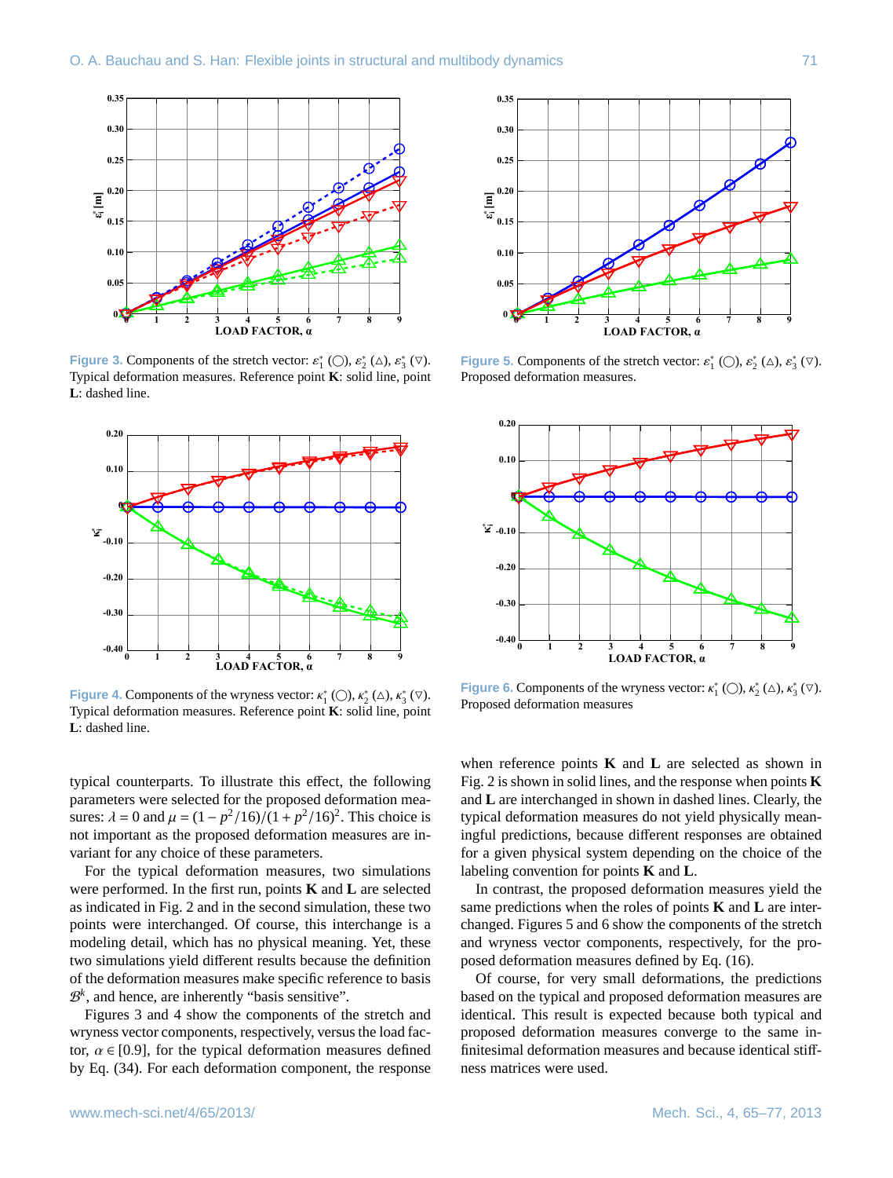**Figure 3.** Components of the stretch vector: $\varepsilon_1^*$ (◯), $\varepsilon_2^*$ (△), $\varepsilon_3^*$ (▽). Typical deformation measures. Reference point **K**: solid line, point **L**: dashed line.

**Figure 4.** Components of the wryness vector: $\kappa_1^*$ (◯), $\kappa_2^*$ (△), $\kappa_3^*$ (▽). Typical deformation measures. Reference point **K**: solid line, point **L**: dashed line.

typical counterparts. To illustrate this effect, the following parameters were selected for the proposed deformation measures: $\lambda = 0$ and $\mu = (1 - p^2/16)/(1 + p^2/16)^2$. This choice is not important as the proposed deformation measures are invariant for any choice of these parameters.

For the typical deformation measures, two simulations were performed. In the first run, points **K** and **L** are selected as indicated in Fig. 2 and in the second simulation, these two points were interchanged. Of course, this interchange is a modeling detail, which has no physical meaning. Yet, these two simulations yield different results because the definition of the deformation measures make specific reference to basis $\mathcal{B}^k$, and hence, are inherently "basis sensitive".

Figures 3 and 4 show the components of the stretch and wryness vector components, respectively, versus the load factor, $\alpha \in [0.9]$, for the typical deformation measures defined by Eq. (34). For each deformation component, the response when reference points **K** and **L** are selected as shown in Fig. 2 is shown in solid lines, and the response when points **K** and **L** are interchanged in shown in dashed lines. Clearly, the typical deformation measures do not yield physically meaningful predictions, because different responses are obtained for a given physical system depending on the choice of the labeling convention for points **K** and **L**.

In contrast, the proposed deformation measures yield the same predictions when the roles of points **K** and **L** are interchanged. Figures 5 and 6 show the components of the stretch and wryness vector components, respectively, for the proposed deformation measures defined by Eq. (16).

Of course, for very small deformations, the predictions based on the typical and proposed deformation measures are identical. This result is expected because both typical and proposed deformation measures converge to the same infinitesimal deformation measures and because identical stiffness matrices were used.

**Figure 5.** Components of the stretch vector: $\varepsilon_1^*$ (◯), $\varepsilon_2^*$ (△), $\varepsilon_3^*$ (▽). Proposed deformation measures.

**Figure 6.** Components of the wryness vector: $\kappa_1^*$ (◯), $\kappa_2^*$ (△), $\kappa_3^*$ (▽). Proposed deformation measures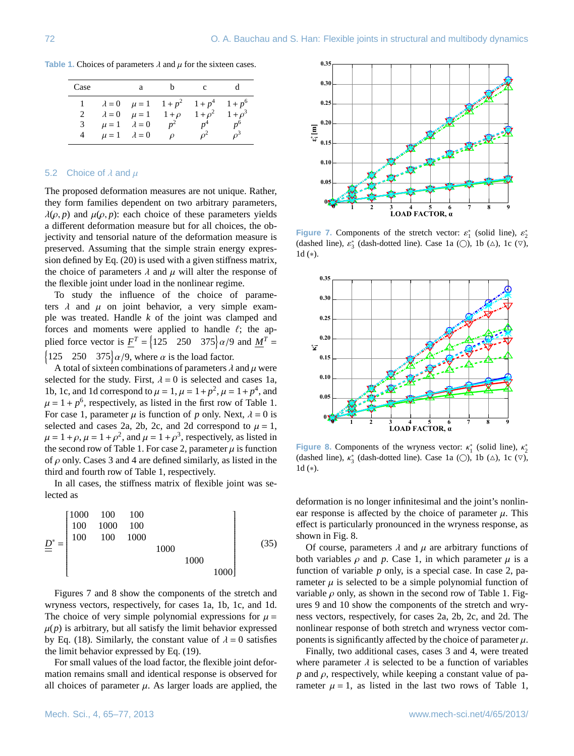**Table 1.** Choices of parameters $\lambda$ and $\mu$ for the sixteen cases.

| Case | | a | b | c | d |
|---|---|---|---|---|---|
| 1 | $\lambda = 0$ | $\mu = 1$ | $1+p^2$ | $1+p^4$ | $1+p^6$ |
| 2 | $\lambda = 0$ | $\mu = 1$ | $1+\rho$ | $1+\rho^2$ | $1+\rho^3$ |
| 3 | $\mu = 1$ | $\lambda = 0$ | $p^2$ | $p^4$ | $p^6$ |
| 4 | $\mu = 1$ | $\lambda = 0$ | $\rho$ | $\rho^2$ | $\rho^3$ |

## 5.2 Choice of $\lambda$ and $\mu$

The proposed deformation measures are not unique. Rather, they form families dependent on two arbitrary parameters, $\lambda(\rho, p)$ and $\mu(\rho, p)$: each choice of these parameters yields a different deformation measure but for all choices, the objectivity and tensorial nature of the deformation measure is preserved. Assuming that the simple strain energy expression defined by Eq. (20) is used with a given stiffness matrix, the choice of parameters $\lambda$ and $\mu$ will alter the response of the flexible joint under load in the nonlinear regime.

To study the influence of the choice of parameters $\lambda$ and $\mu$ on joint behavior, a very simple example was treated. Handle $k$ of the joint was clamped and forces and moments were applied to handle $\ell$; the applied force vector is $\underline{F}^T = \{125 \quad 250 \quad 375\} \alpha/9$ and $\underline{M}^T = \{125 \quad 250 \quad 375\} \alpha/9$, where $\alpha$ is the load factor.

A total of sixteen combinations of parameters $\lambda$ and $\mu$ were selected for the study. First, $\lambda = 0$ is selected and cases 1a, 1b, 1c, and 1d correspond to $\mu = 1$, $\mu = 1+p^2$, $\mu = 1+p^4$, and $\mu = 1+p^6$, respectively, as listed in the first row of Table 1. For case 1, parameter $\mu$ is function of $p$ only. Next, $\lambda = 0$ is selected and cases 2a, 2b, 2c, and 2d correspond to $\mu = 1$, $\mu = 1+\rho$, $\mu = 1+\rho^2$, and $\mu = 1+\rho^3$, respectively, as listed in the second row of Table 1. For case 2, parameter $\mu$ is function of $\rho$ only. Cases 3 and 4 are defined similarly, as listed in the third and fourth row of Table 1, respectively.

In all cases, the stiffness matrix of flexible joint was selected as

$$\underline{\underline{D}}^* = \begin{bmatrix} 1000 & 100 & 100 & & & \\ 100 & 1000 & 100 & & & \\ 100 & 100 & 1000 & & & \\ & & & 1000 & & \\ & & & & 1000 & \\ & & & & & 1000 \end{bmatrix} \tag{35}$$

Figures 7 and 8 show the components of the stretch and wryness vectors, respectively, for cases 1a, 1b, 1c, and 1d. The choice of very simple polynomial expressions for $\mu = \mu(p)$ is arbitrary, but all satisfy the limit behavior expressed by Eq. (18). Similarly, the constant value of $\lambda = 0$ satisfies the limit behavior expressed by Eq. (19).

For small values of the load factor, the flexible joint deformation remains small and identical response is observed for all choices of parameter $\mu$. As larger loads are applied, the deformation is no longer infinitesimal and the joint's nonlinear response is affected by the choice of parameter $\mu$. This effect is particularly pronounced in the wryness response, as shown in Fig. 8.

**Figure 7.** Components of the stretch vector: $\varepsilon_1^*$ (solid line), $\varepsilon_2^*$ (dashed line), $\varepsilon_3^*$ (dash-dotted line). Case 1a (○), 1b (△), 1c (▽), 1d (∗).

**Figure 8.** Components of the wryness vector: $\kappa_1^*$ (solid line), $\kappa_2^*$ (dashed line), $\kappa_3^*$ (dash-dotted line). Case 1a (○), 1b (△), 1c (▽), 1d (∗).

Of course, parameters $\lambda$ and $\mu$ are arbitrary functions of both variables $\rho$ and $p$. Case 1, in which parameter $\mu$ is a function of variable $p$ only, is a special case. In case 2, parameter $\mu$ is selected to be a simple polynomial function of variable $\rho$ only, as shown in the second row of Table 1. Figures 9 and 10 show the components of the stretch and wryness vectors, respectively, for cases 2a, 2b, 2c, and 2d. The nonlinear response of both stretch and wryness vector components is significantly affected by the choice of parameter $\mu$.

Finally, two additional cases, cases 3 and 4, were treated where parameter $\lambda$ is selected to be a function of variables $p$ and $\rho$, respectively, while keeping a constant value of parameter $\mu = 1$, as listed in the last two rows of Table 1,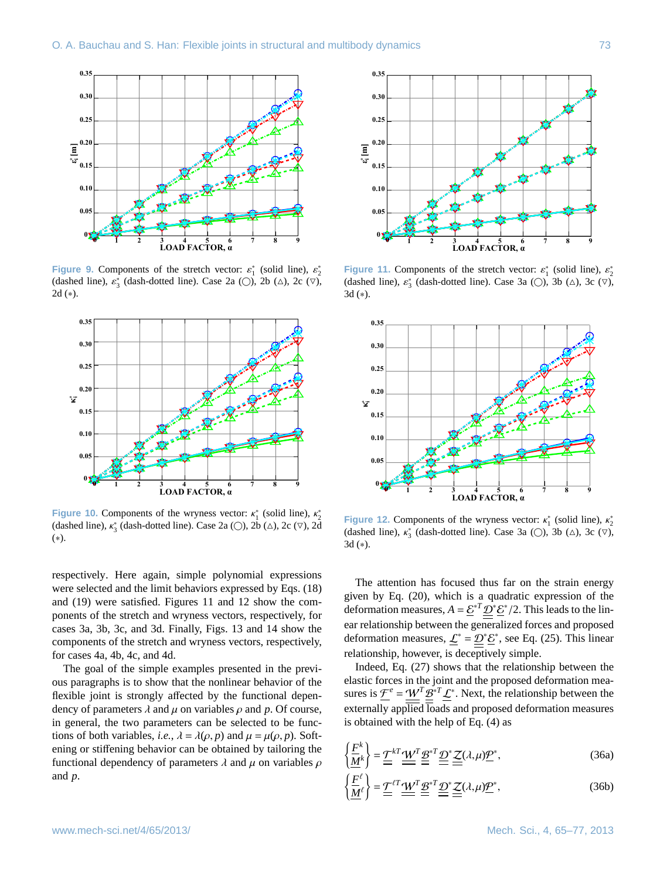Figure 9. Components of the stretch vector: $\varepsilon_1^*$ (solid line), $\varepsilon_2^*$ (dashed line), $\varepsilon_3^*$ (dash-dotted line). Case 2a (○), 2b (△), 2c (▽), 2d (∗).

Figure 10. Components of the wryness vector: $\kappa_1^*$ (solid line), $\kappa_2^*$ (dashed line), $\kappa_3^*$ (dash-dotted line). Case 2a (○), 2b (△), 2c (▽), 2d (∗).

respectively. Here again, simple polynomial expressions were selected and the limit behaviors expressed by Eqs. (18) and (19) were satisfied. Figures 11 and 12 show the components of the stretch and wryness vectors, respectively, for cases 3a, 3b, 3c, and 3d. Finally, Figs. 13 and 14 show the components of the stretch and wryness vectors, respectively, for cases 4a, 4b, 4c, and 4d.

The goal of the simple examples presented in the previous paragraphs is to show that the nonlinear behavior of the flexible joint is strongly affected by the functional dependency of parameters $\lambda$ and $\mu$ on variables $\rho$ and $p$. Of course, in general, the two parameters can be selected to be functions of both variables, *i.e.*, $\lambda = \lambda(\rho, p)$ and $\mu = \mu(\rho, p)$. Softening or stiffening behavior can be obtained by tailoring the functional dependency of parameters $\lambda$ and $\mu$ on variables $\rho$ and $p$.

Figure 11. Components of the stretch vector: $\varepsilon_1^*$ (solid line), $\varepsilon_2^*$ (dashed line), $\varepsilon_3^*$ (dash-dotted line). Case 3a (○), 3b (△), 3c (▽), 3d (∗).

Figure 12. Components of the wryness vector: $\kappa_1^*$ (solid line), $\kappa_2^*$ (dashed line), $\kappa_3^*$ (dash-dotted line). Case 3a (○), 3b (△), 3c (▽), 3d (∗).

The attention has focused thus far on the strain energy given by Eq. (20), which is a quadratic expression of the deformation measures, $A = \underline{\mathcal{E}}^{*T} \underline{\underline{\mathcal{D}}}^* \underline{\mathcal{E}}^*/2$. This leads to the linear relationship between the generalized forces and proposed deformation measures, $\underline{\mathcal{L}}^* = \underline{\underline{\mathcal{D}}}^* \underline{\mathcal{E}}^*$, see Eq. (25). This linear relationship, however, is deceptively simple.

Indeed, Eq. (27) shows that the relationship between the elastic forces in the joint and the proposed deformation measures is $\underline{\mathcal{F}}^e = \underline{\underline{\mathcal{W}}}^T \underline{\underline{\mathcal{B}}}^{*T} \underline{\mathcal{L}}^*$. Next, the relationship between the externally applied loads and proposed deformation measures is obtained with the help of Eq. (4) as

$$\begin{Bmatrix} \underline{F}^k \\ \underline{M}^k \end{Bmatrix} = \underline{\underline{\mathcal{T}}}^{kT} \underline{\underline{\mathcal{W}}}^T \underline{\underline{\mathcal{B}}}^{*T} \underline{\underline{\mathcal{D}}}^* \underline{\underline{\mathcal{Z}}}(\lambda, \mu) \underline{\mathcal{P}}^*, \tag{36a}$$

$$\begin{Bmatrix} \underline{F}^\ell \\ \underline{M}^\ell \end{Bmatrix} = \underline{\underline{\mathcal{T}}}^{\ell T} \underline{\underline{\mathcal{W}}}^T \underline{\underline{\mathcal{B}}}^{*T} \underline{\underline{\mathcal{D}}}^* \underline{\underline{\mathcal{Z}}}(\lambda, \mu) \underline{\mathcal{P}}^*, \tag{36b}$$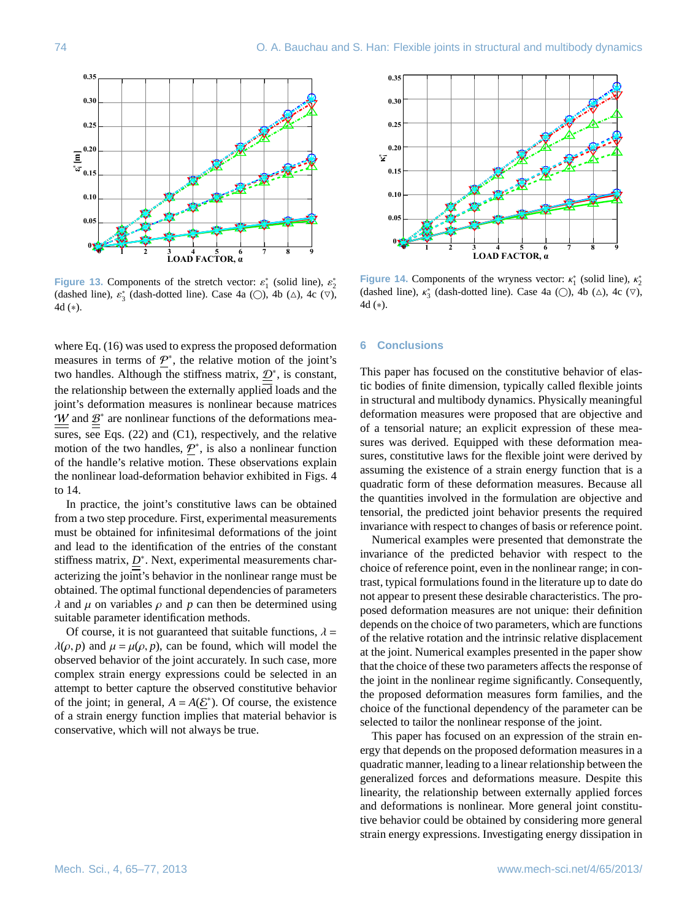**Figure 13.** Components of the stretch vector: $\varepsilon_1^*$ (solid line), $\varepsilon_2^*$ (dashed line), $\varepsilon_3^*$ (dash-dotted line). Case 4a (◯), 4b (△), 4c (▽), 4d (∗).

**Figure 14.** Components of the wryness vector: $\kappa_1^*$ (solid line), $\kappa_2^*$ (dashed line), $\kappa_3^*$ (dash-dotted line). Case 4a (◯), 4b (△), 4c (▽), 4d (∗).

where Eq. (16) was used to express the proposed deformation measures in terms of $\underline{\mathcal{P}}^*$, the relative motion of the joint's two handles. Although the stiffness matrix, $\underline{\underline{\mathcal{D}}}^*$, is constant, the relationship between the externally applied loads and the joint's deformation measures is nonlinear because matrices $\underline{\underline{\mathcal{W}}}$ and $\underline{\underline{\mathcal{B}}}^*$ are nonlinear functions of the deformations measures, see Eqs. (22) and (C1), respectively, and the relative motion of the two handles, $\underline{\mathcal{P}}^*$, is also a nonlinear function of the handle's relative motion. These observations explain the nonlinear load-deformation behavior exhibited in Figs. 4 to 14.

In practice, the joint's constitutive laws can be obtained from a two step procedure. First, experimental measurements must be obtained for infinitesimal deformations of the joint and lead to the identification of the entries of the constant stiffness matrix, $\underline{\underline{D}}^*$. Next, experimental measurements characterizing the joint's behavior in the nonlinear range must be obtained. The optimal functional dependencies of parameters $\lambda$ and $\mu$ on variables $\rho$ and $p$ can then be determined using suitable parameter identification methods.

Of course, it is not guaranteed that suitable functions, $\lambda = \lambda(\rho, p)$ and $\mu = \mu(\rho, p)$, can be found, which will model the observed behavior of the joint accurately. In such case, more complex strain energy expressions could be selected in an attempt to better capture the observed constitutive behavior of the joint; in general, $A = A(\underline{\mathcal{E}}^*)$. Of course, the existence of a strain energy function implies that material behavior is conservative, which will not always be true.

## 6 Conclusions

This paper has focused on the constitutive behavior of elastic bodies of finite dimension, typically called flexible joints in structural and multibody dynamics. Physically meaningful deformation measures were proposed that are objective and of a tensorial nature; an explicit expression of these measures was derived. Equipped with these deformation measures, constitutive laws for the flexible joint were derived by assuming the existence of a strain energy function that is a quadratic form of these deformation measures. Because all the quantities involved in the formulation are objective and tensorial, the predicted joint behavior presents the required invariance with respect to changes of basis or reference point.

Numerical examples were presented that demonstrate the invariance of the predicted behavior with respect to the choice of reference point, even in the nonlinear regime; in contrast, typical formulations found in the literature up to date do not appear to present these desirable characteristics. The proposed deformation measures are not unique: their definition depends on the choice of two parameters, which are functions of the relative rotation and the intrinsic relative displacement at the joint. Numerical examples presented in the paper show that the choice of these two parameters affects the response of the joint in the nonlinear regime significantly. Consequently, the proposed deformation measures form families, and the choice of the functional dependency of the parameter can be selected to tailor the nonlinear response of the joint.

This paper has focused on an expression of the strain energy that depends on the proposed deformation measures in a quadratic manner, leading to a linear relationship between the generalized forces and deformations measure. Despite this linearity, the relationship between externally applied forces and deformations is nonlinear. More general joint constitutive behavior could be obtained by considering more general strain energy expressions. Investigating energy dissipation in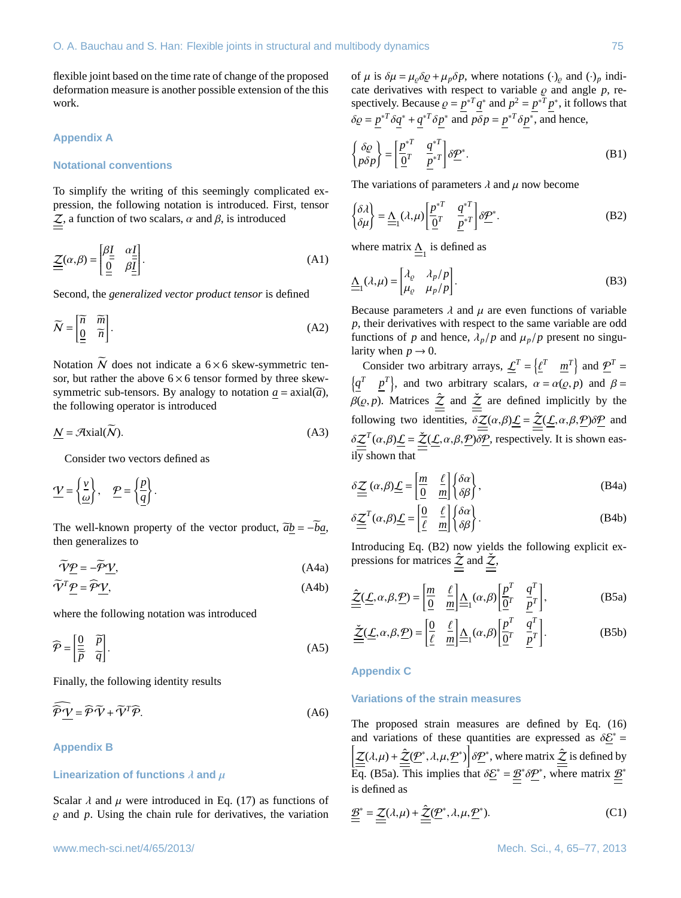flexible joint based on the time rate of change of the proposed deformation measure is another possible extension of the this work.

## Appendix A

### Notational conventions

To simplify the writing of this seemingly complicated expression, the following notation is introduced. First, tensor $\underline{\underline{\mathcal{Z}}}$, a function of two scalars, $\alpha$ and $\beta$, is introduced

$$\underline{\underline{\mathcal{Z}}}(\alpha,\beta) = \begin{bmatrix} \beta \underline{\underline{I}} & \alpha \underline{\underline{I}} \\ \underline{\underline{0}} & \beta \underline{\underline{I}} \end{bmatrix}. \tag{A1}$$

Second, the *generalized vector product tensor* is defined

$$\widetilde{\mathcal{N}} = \begin{bmatrix} \widetilde{n} & \widetilde{m} \\ \underline{\underline{0}} & \widetilde{n} \end{bmatrix}. \tag{A2}$$

Notation $\widetilde{\mathcal{N}}$ does not indicate a $6\times 6$ skew-symmetric tensor, but rather the above $6\times 6$ tensor formed by three skew-symmetric sub-tensors. By analogy to notation $\underline{a} = \text{axial}(\widetilde{a})$, the following operator is introduced

$$\underline{\mathcal{N}} = \mathcal{A}\text{xial}(\widetilde{\mathcal{N}}). \tag{A3}$$

Consider two vectors defined as

$$\underline{\mathcal{V}} = \begin{Bmatrix} \underline{v} \\ \underline{\omega} \end{Bmatrix}, \quad \underline{\mathcal{P}} = \begin{Bmatrix} \underline{p} \\ \underline{q} \end{Bmatrix}.$$

The well-known property of the vector product, $\widetilde{a}\underline{b} = -\widetilde{b}\underline{a}$, then generalizes to

$$\widetilde{\mathcal{V}}\underline{\mathcal{P}} = -\widetilde{\mathcal{P}}\underline{\mathcal{V}}, \tag{A4a}$$

$$\widetilde{\mathcal{V}}^T\underline{\mathcal{P}} = \widehat{\mathcal{P}}\underline{\mathcal{V}}, \tag{A4b}$$

where the following notation was introduced

$$\widehat{\mathcal{P}} = \begin{bmatrix} \underline{\underline{0}} & \widetilde{p} \\ \widetilde{p} & \widetilde{q} \end{bmatrix}. \tag{A5}$$

Finally, the following identity results

$$\widehat{\widetilde{\mathcal{P}}\underline{\mathcal{V}}} = \widehat{\mathcal{P}}\widetilde{\mathcal{V}} + \widetilde{\mathcal{V}}^T\widehat{\mathcal{P}}. \tag{A6}$$

## Appendix B

### Linearization of functions $\lambda$ and $\mu$

Scalar $\lambda$ and $\mu$ were introduced in Eq. (17) as functions of $\varrho$ and $p$. Using the chain rule for derivatives, the variation of $\mu$ is $\delta\mu = \mu_\varrho \delta\varrho + \mu_p \delta p$, where notations $(\cdot)_\varrho$ and $(\cdot)_p$ indicate derivatives with respect to variable $\varrho$ and angle $p$, respectively. Because $\varrho = \underline{p}^{*T}\underline{q}^*$ and $p^2 = \underline{p}^{*T}\underline{p}^*$, it follows that $\delta\varrho = \underline{p}^{*T}\delta\underline{q}^* + \underline{q}^{*T}\delta\underline{p}^*$ and $p\delta p = \underline{p}^{*T}\delta\underline{p}^*$, and hence,

$$\begin{Bmatrix} \delta\varrho \\ p\delta p \end{Bmatrix} = \begin{bmatrix} \underline{p}^{*T} & \underline{q}^{*T} \\ \underline{0}^T & \underline{p}^{*T} \end{bmatrix} \delta\underline{\mathcal{P}}^*. \tag{B1}$$

The variations of parameters $\lambda$ and $\mu$ now become

$$\begin{Bmatrix} \delta\lambda \\ \delta\mu \end{Bmatrix} = \underline{\underline{\Lambda}}_1(\lambda,\mu) \begin{bmatrix} \underline{p}^{*T} & \underline{q}^{*T} \\ \underline{0}^T & \underline{p}^{*T} \end{bmatrix} \delta\underline{\mathcal{P}}^*. \tag{B2}$$

where matrix $\underline{\underline{\Lambda}}_1$ is defined as

$$\underline{\underline{\Lambda}}_1(\lambda,\mu) = \begin{bmatrix} \lambda_\varrho & \lambda_p/p \\ \mu_\varrho & \mu_p/p \end{bmatrix}. \tag{B3}$$

Because parameters $\lambda$ and $\mu$ are even functions of variable $p$, their derivatives with respect to the same variable are odd functions of $p$ and hence, $\lambda_p/p$ and $\mu_p/p$ present no singularity when $p \to 0$.

Consider two arbitrary arrays, $\underline{\mathcal{L}}^T = \left\{\underline{\ell}^T \quad \underline{m}^T\right\}$ and $\underline{\mathcal{P}}^T = \left\{\underline{q}^T \quad \underline{p}^T\right\}$, and two arbitrary scalars, $\alpha = \alpha(\varrho,p)$ and $\beta = \beta(\varrho,p)$. Matrices $\hat{\underline{\underline{\mathcal{Z}}}}$ and $\check{\underline{\underline{\mathcal{Z}}}}$ are defined implicitly by the following two identities, $\delta\underline{\underline{\mathcal{Z}}}(\alpha,\beta)\underline{\mathcal{L}} = \hat{\underline{\underline{\mathcal{Z}}}}(\underline{\mathcal{L}},\alpha,\beta,\underline{\mathcal{P}})\delta\underline{\mathcal{P}}$ and $\delta\underline{\underline{\mathcal{Z}}}^T(\alpha,\beta)\underline{\mathcal{L}} = \check{\underline{\underline{\mathcal{Z}}}}(\underline{\mathcal{L}},\alpha,\beta,\underline{\mathcal{P}})\delta\underline{\mathcal{P}}$, respectively. It is shown easily shown that

$$\delta\underline{\underline{\mathcal{Z}}}(\alpha,\beta)\underline{\mathcal{L}} = \begin{bmatrix} \underline{m} & \underline{\ell} \\ \underline{0} & \underline{m} \end{bmatrix} \begin{Bmatrix} \delta\alpha \\ \delta\beta \end{Bmatrix}, \tag{B4a}$$

$$\delta\underline{\underline{\mathcal{Z}}}^T(\alpha,\beta)\underline{\mathcal{L}} = \begin{bmatrix} \underline{0} & \underline{\ell} \\ \underline{\ell} & \underline{m} \end{bmatrix} \begin{Bmatrix} \delta\alpha \\ \delta\beta \end{Bmatrix}. \tag{B4b}$$

Introducing Eq. (B2) now yields the following explicit expressions for matrices $\hat{\underline{\underline{\mathcal{Z}}}}$ and $\check{\underline{\underline{\mathcal{Z}}}}$,

$$\hat{\underline{\underline{\mathcal{Z}}}}(\underline{\mathcal{L}},\alpha,\beta,\underline{\mathcal{P}}) = \begin{bmatrix} \underline{m} & \underline{\ell} \\ \underline{0} & \underline{m} \end{bmatrix} \underline{\underline{\Lambda}}_1(\alpha,\beta) \begin{bmatrix} \underline{p}^T & \underline{q}^T \\ \underline{0}^T & \underline{p}^T \end{bmatrix}, \tag{B5a}$$

$$\check{\underline{\underline{\mathcal{Z}}}}(\underline{\mathcal{L}},\alpha,\beta,\underline{\mathcal{P}}) = \begin{bmatrix} \underline{0} & \underline{\ell} \\ \underline{\ell} & \underline{m} \end{bmatrix} \underline{\underline{\Lambda}}_1(\alpha,\beta) \begin{bmatrix} \underline{p}^T & \underline{q}^T \\ \underline{0}^T & \underline{p}^T \end{bmatrix}. \tag{B5b}$$

## Appendix C

### Variations of the strain measures

The proposed strain measures are defined by Eq. (16) and variations of these quantities are expressed as $\delta\underline{\mathcal{E}}^* = \left[\underline{\underline{\mathcal{Z}}}(\lambda,\mu) + \hat{\underline{\underline{\mathcal{Z}}}}(\underline{\mathcal{P}}^*,\lambda,\mu,\underline{\mathcal{P}}^*)\right]\delta\underline{\mathcal{P}}^*$, where matrix $\hat{\underline{\underline{\mathcal{Z}}}}$ is defined by Eq. (B5a). This implies that $\delta\underline{\mathcal{E}}^* = \underline{\underline{\mathcal{B}}}^*\delta\underline{\mathcal{P}}^*$, where matrix $\underline{\underline{\mathcal{B}}}^*$ is defined as

$$\underline{\underline{\mathcal{B}}}^* = \underline{\underline{\mathcal{Z}}}(\lambda,\mu) + \hat{\underline{\underline{\mathcal{Z}}}}(\underline{\mathcal{P}}^*,\lambda,\mu,\underline{\mathcal{P}}^*). \tag{C1}$$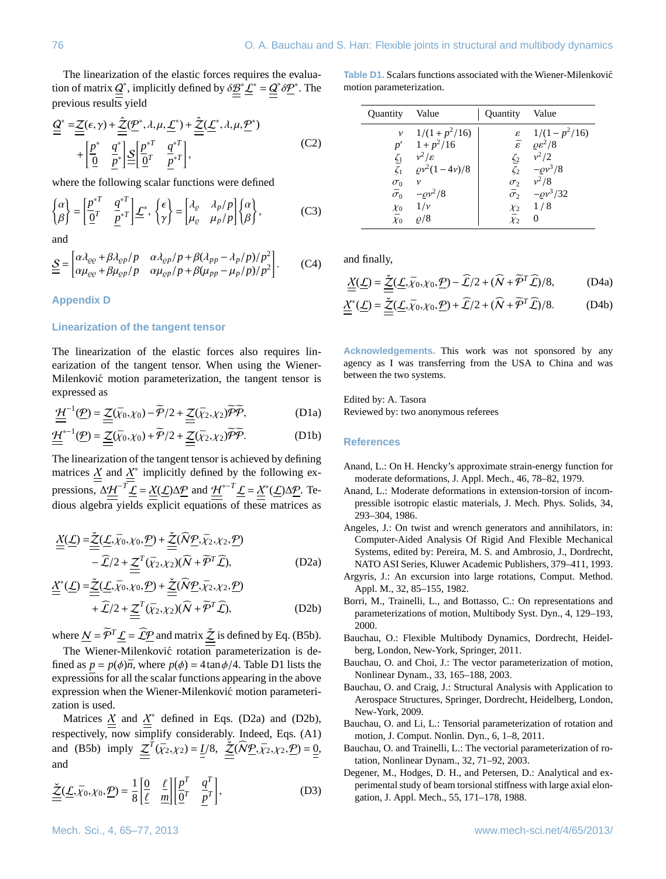The linearization of the elastic forces requires the evaluation of matrix $\underline{\underline{Q}}^*$, implicitly defined by $\delta\underline{\underline{\mathcal{B}}}^*\underline{\mathcal{L}}^* = \underline{\underline{Q}}^*\delta\underline{\mathcal{P}}^*$. The previous results yield

$$\underline{\underline{Q}}^* = \underline{\underline{Z}}(\epsilon,\gamma) + \hat{\underline{\underline{Z}}}(\underline{\mathcal{P}}^*,\lambda,\mu,\underline{\mathcal{L}}^*) + \hat{\underline{\underline{Z}}}(\underline{\mathcal{L}}^*,\lambda,\mu,\underline{\mathcal{P}}^*) + \begin{bmatrix} \underline{p}^* & \underline{q}^* \\ \underline{0} & \underline{p}^* \end{bmatrix} \underline{\underline{S}} \begin{bmatrix} \underline{p}^{*T} & \underline{q}^{*T} \\ \underline{0}^T & \underline{p}^{*T} \end{bmatrix}, \tag{C2}$$

where the following scalar functions were defined

$$\begin{Bmatrix} \alpha \\ \beta \end{Bmatrix} = \begin{bmatrix} \underline{p}^{*T} & \underline{q}^{*T} \\ \underline{0}^T & \underline{p}^{*T} \end{bmatrix} \underline{\mathcal{L}}^*, \quad \begin{Bmatrix} \epsilon \\ \gamma \end{Bmatrix} = \begin{bmatrix} \lambda_\varrho & \lambda_p/p \\ \mu_\varrho & \mu_p/p \end{bmatrix} \begin{Bmatrix} \alpha \\ \beta \end{Bmatrix}, \tag{C3}$$

and

$$\underline{\underline{S}} = \begin{bmatrix} \alpha\lambda_{\varrho\varrho} + \beta\lambda_{\varrho p}/p & \alpha\lambda_{\varrho p}/p + \beta(\lambda_{pp} - \lambda_p/p)/p^2 \\ \alpha\mu_{\varrho\varrho} + \beta\mu_{\varrho p}/p & \alpha\mu_{\varrho p}/p + \beta(\mu_{pp} - \mu_p/p)/p^2 \end{bmatrix}. \tag{C4}$$

## Appendix D

### Linearization of the tangent tensor

The linearization of the elastic forces also requires linearization of the tangent tensor. When using the Wiener-Milenković motion parameterization, the tangent tensor is expressed as

$$\underline{\underline{\mathcal{H}}}^{-1}(\underline{\mathcal{P}}) = \underline{\underline{Z}}(\bar{\chi}_0,\chi_0) - \widetilde{\mathcal{P}}/2 + \underline{\underline{Z}}(\bar{\chi}_2,\chi_2)\widetilde{\mathcal{P}}\widetilde{\mathcal{P}}, \tag{D1a}$$

$$\underline{\underline{\mathcal{H}}}^{*-1}(\underline{\mathcal{P}}) = \underline{\underline{Z}}(\bar{\chi}_0,\chi_0) + \widetilde{\mathcal{P}}/2 + \underline{\underline{Z}}(\bar{\chi}_2,\chi_2)\widetilde{\mathcal{P}}\widetilde{\mathcal{P}}. \tag{D1b}$$

The linearization of the tangent tensor is achieved by defining matrices $\underline{\underline{X}}$ and $\underline{\underline{X}}^*$ implicitly defined by the following expressions, $\Delta\underline{\underline{\mathcal{H}}}^{-T}\underline{\mathcal{L}} = \underline{\underline{X}}(\underline{\mathcal{L}})\Delta\underline{\mathcal{P}}$ and $\underline{\underline{\mathcal{H}}}^{*-T}\underline{\mathcal{L}} = \underline{\underline{X}}^*(\underline{\mathcal{L}})\Delta\underline{\mathcal{P}}$. Tedious algebra yields explicit equations of these matrices as

$$\underline{\underline{X}}(\underline{\mathcal{L}}) = \check{\underline{\underline{Z}}}(\underline{\mathcal{L}},\bar{\chi}_0,\chi_0,\underline{\mathcal{P}}) + \check{\underline{\underline{Z}}}(\widehat{\mathcal{N}}\underline{\mathcal{P}},\bar{\chi}_2,\chi_2,\underline{\mathcal{P}}) - \widehat{\mathcal{L}}/2 + \underline{\underline{Z}}^T(\bar{\chi}_2,\chi_2)(\widehat{\mathcal{N}} + \widetilde{\mathcal{P}}^T\widehat{\mathcal{L}}), \tag{D2a}$$

$$\underline{\underline{X}}^*(\underline{\mathcal{L}}) = \check{\underline{\underline{Z}}}(\underline{\mathcal{L}},\bar{\chi}_0,\chi_0,\underline{\mathcal{P}}) + \check{\underline{\underline{Z}}}(\widehat{\mathcal{N}}\underline{\mathcal{P}},\bar{\chi}_2,\chi_2,\underline{\mathcal{P}}) + \widehat{\mathcal{L}}/2 + \underline{\underline{Z}}^T(\bar{\chi}_2,\chi_2)(\widehat{\mathcal{N}} + \widetilde{\mathcal{P}}^T\widehat{\mathcal{L}}), \tag{D2b}$$

where $\underline{\mathcal{N}} = \widetilde{\mathcal{P}}^T\underline{\mathcal{L}} = \widehat{\mathcal{L}}\underline{\mathcal{P}}$ and matrix $\check{\underline{\underline{Z}}}$ is defined by Eq. (B5b).

The Wiener-Milenković rotation parameterization is defined as $\underline{p} = p(\phi)\bar{\underline{n}}$, where $p(\phi) = 4\tan\phi/4$. Table D1 lists the expressions for all the scalar functions appearing in the above expression when the Wiener-Milenković motion parameterization is used.

Matrices $\underline{\underline{X}}$ and $\underline{\underline{X}}^*$ defined in Eqs. (D2a) and (D2b), respectively, now simplify considerably. Indeed, Eqs. (A1) and (B5b) imply $\underline{\underline{Z}}^T(\bar{\chi}_2,\chi_2) = \underline{\underline{I}}/8$, $\check{\underline{\underline{Z}}}(\widehat{\mathcal{N}}\underline{\mathcal{P}},\bar{\chi}_2,\chi_2,\underline{\mathcal{P}}) = \underline{\underline{0}}$, and

$$\check{\underline{\underline{Z}}}(\underline{\mathcal{L}},\bar{\chi}_0,\chi_0,\underline{\mathcal{P}}) = \frac{1}{8}\begin{bmatrix} \underline{0} & \underline{\ell} \\ \underline{\ell} & \underline{m} \end{bmatrix}\begin{bmatrix} \underline{p}^T & \underline{q}^T \\ \underline{0}^T & \underline{p}^T \end{bmatrix}, \tag{D3}$$

**Table D1.** Scalars functions associated with the Wiener-Milenković motion parameterization.

| Quantity | Value | Quantity | Value |
|---|---|---|---|
| $\nu$ | $1/(1+p^2/16)$ | $\varepsilon$ | $1/(1-p^2/16)$ |
| $p'$ | $1+p^2/16$ | $\bar{\varepsilon}$ | $\varrho\varepsilon^2/8$ |
| $\zeta_1$ | $\nu^2/\varepsilon$ | $\zeta_2$ | $\nu^2/2$ |
| $\bar{\zeta}_1$ | $\varrho\nu^2(1-4\nu)/8$ | $\bar{\zeta}_2$ | $-\varrho\nu^3/8$ |
| $\sigma_0$ | $\nu$ | $\sigma_2$ | $\nu^2/8$ |
| $\bar{\sigma}_0$ | $-\varrho\nu^2/8$ | $\bar{\sigma}_2$ | $-\varrho\nu^3/32$ |
| $\chi_0$ | $1/\nu$ | $\chi_2$ | $1/8$ |
| $\bar{\chi}_0$ | $\varrho/8$ | $\bar{\chi}_2$ | $0$ |

and finally,

$$\underline{\underline{X}}(\underline{\mathcal{L}}) = \check{\underline{\underline{Z}}}(\underline{\mathcal{L}},\bar{\chi}_0,\chi_0,\underline{\mathcal{P}}) - \widehat{\mathcal{L}}/2 + (\widehat{\mathcal{N}} + \widetilde{\mathcal{P}}^T\widehat{\mathcal{L}})/8, \tag{D4a}$$

$$\underline{\underline{X}}^*(\underline{\mathcal{L}}) = \check{\underline{\underline{Z}}}(\underline{\mathcal{L}},\bar{\chi}_0,\chi_0,\underline{\mathcal{P}}) + \widehat{\mathcal{L}}/2 + (\widehat{\mathcal{N}} + \widetilde{\mathcal{P}}^T\widehat{\mathcal{L}})/8. \tag{D4b}$$

**Acknowledgements.** This work was not sponsored by any agency as I was transferring from the USA to China and was between the two systems.

Edited by: A. Tasora
Reviewed by: two anonymous referees

## References

Anand, L.: On H. Hencky's approximate strain-energy function for moderate deformations, J. Appl. Mech., 46, 78–82, 1979.

Anand, L.: Moderate deformations in extension-torsion of incompressible isotropic elastic materials, J. Mech. Phys. Solids, 34, 293–304, 1986.

Angeles, J.: On twist and wrench generators and annihilators, in: Computer-Aided Analysis Of Rigid And Flexible Mechanical Systems, edited by: Pereira, M. S. and Ambrosio, J., Dordrecht, NATO ASI Series, Kluwer Academic Publishers, 379–411, 1993.

Argyris, J.: An excursion into large rotations, Comput. Method. Appl. M., 32, 85–155, 1982.

Borri, M., Trainelli, L., and Bottasso, C.: On representations and parameterizations of motion, Multibody Syst. Dyn., 4, 129–193, 2000.

Bauchau, O.: Flexible Multibody Dynamics, Dordrecht, Heidelberg, London, New-York, Springer, 2011.

Bauchau, O. and Choi, J.: The vector parameterization of motion, Nonlinear Dynam., 33, 165–188, 2003.

Bauchau, O. and Craig, J.: Structural Analysis with Application to Aerospace Structures, Springer, Dordrecht, Heidelberg, London, New-York, 2009.

Bauchau, O. and Li, L.: Tensorial parameterization of rotation and motion, J. Comput. Nonlin. Dyn., 6, 1–8, 2011.

Bauchau, O. and Trainelli, L.: The vectorial parameterization of rotation, Nonlinear Dynam., 32, 71–92, 2003.

Degener, M., Hodges, D. H., and Petersen, D.: Analytical and experimental study of beam torsional stiffness with large axial elongation, J. Appl. Mech., 55, 171–178, 1988.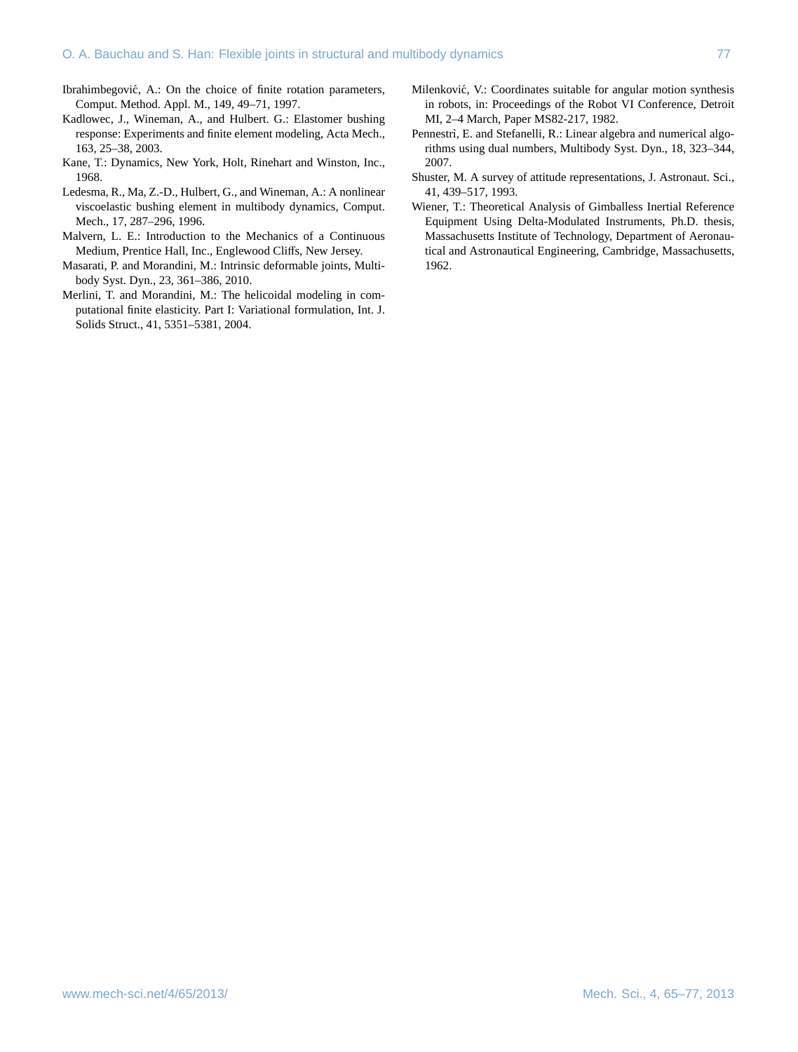Ibrahimbegović, A.: On the choice of finite rotation parameters, Comput. Method. Appl. M., 149, 49–71, 1997.

Kadlowec, J., Wineman, A., and Hulbert. G.: Elastomer bushing response: Experiments and finite element modeling, Acta Mech., 163, 25–38, 2003.

Kane, T.: Dynamics, New York, Holt, Rinehart and Winston, Inc., 1968.

Ledesma, R., Ma, Z.-D., Hulbert, G., and Wineman, A.: A nonlinear viscoelastic bushing element in multibody dynamics, Comput. Mech., 17, 287–296, 1996.

Malvern, L. E.: Introduction to the Mechanics of a Continuous Medium, Prentice Hall, Inc., Englewood Cliffs, New Jersey.

Masarati, P. and Morandini, M.: Intrinsic deformable joints, Multibody Syst. Dyn., 23, 361–386, 2010.

Merlini, T. and Morandini, M.: The helicoidal modeling in computational finite elasticity. Part I: Variational formulation, Int. J. Solids Struct., 41, 5351–5381, 2004.

Milenković, V.: Coordinates suitable for angular motion synthesis in robots, in: Proceedings of the Robot VI Conference, Detroit MI, 2–4 March, Paper MS82-217, 1982.

Pennestrì, E. and Stefanelli, R.: Linear algebra and numerical algorithms using dual numbers, Multibody Syst. Dyn., 18, 323–344, 2007.

Shuster, M. A survey of attitude representations, J. Astronaut. Sci., 41, 439–517, 1993.

Wiener, T.: Theoretical Analysis of Gimballess Inertial Reference Equipment Using Delta-Modulated Instruments, Ph.D. thesis, Massachusetts Institute of Technology, Department of Aeronautical and Astronautical Engineering, Cambridge, Massachusetts, 1962.